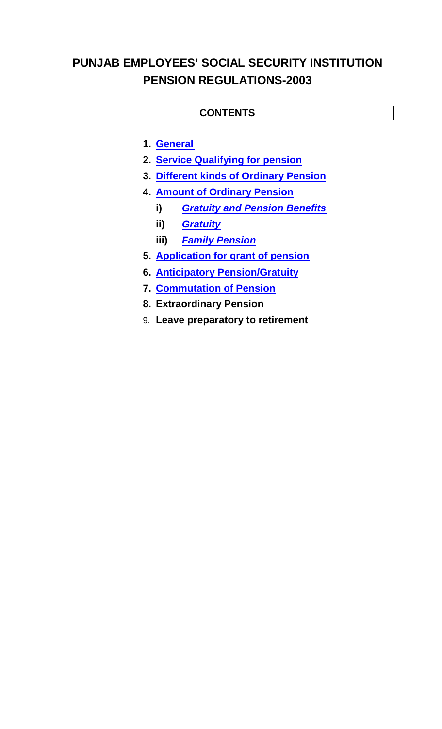# PUNJAB EMPLOYEES' SOCIAL SECURITY INSTITUTION PENSION REGULATIONS-2003

## CONTENTS

1. **General**
2. **Service Qualifying for pension**
3. **Different kinds of Ordinary Pension**
4. **Amount of Ordinary Pension**
   - i) ***Gratuity and Pension Benefits***
   - ii) ***Gratuity***
   - iii) ***Family Pension***
5. **Application for grant of pension**
6. **Anticipatory Pension/Gratuity**
7. **Commutation of Pension**
8. **Extraordinary Pension**
9. **Leave preparatory to retirement**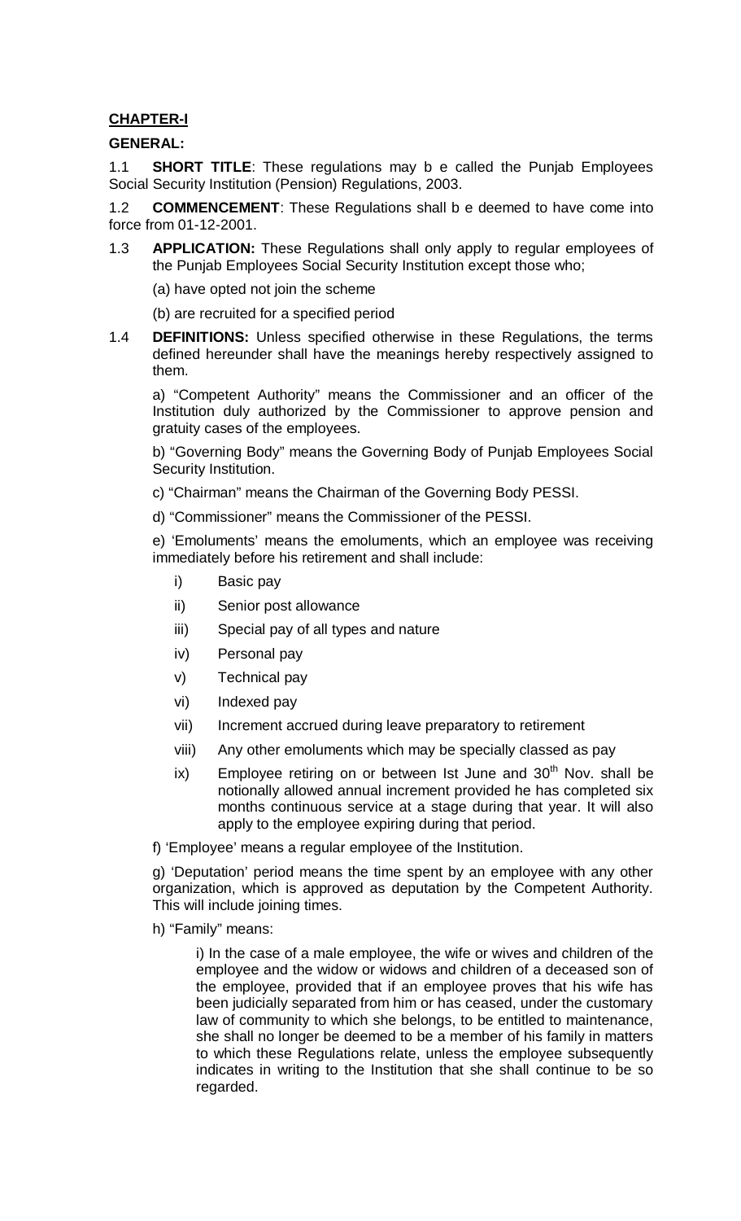**CHAPTER-I**

**GENERAL:**

1.1 **SHORT TITLE**: These regulations may b e called the Punjab Employees Social Security Institution (Pension) Regulations, 2003.

1.2 **COMMENCEMENT**: These Regulations shall b e deemed to have come into force from 01-12-2001.

1.3 **APPLICATION:** These Regulations shall only apply to regular employees of the Punjab Employees Social Security Institution except those who;

(a) have opted not join the scheme

(b) are recruited for a specified period

1.4 **DEFINITIONS:** Unless specified otherwise in these Regulations, the terms defined hereunder shall have the meanings hereby respectively assigned to them.

a) "Competent Authority" means the Commissioner and an officer of the Institution duly authorized by the Commissioner to approve pension and gratuity cases of the employees.

b) "Governing Body" means the Governing Body of Punjab Employees Social Security Institution.

c) "Chairman" means the Chairman of the Governing Body PESSI.

d) "Commissioner" means the Commissioner of the PESSI.

e) 'Emoluments' means the emoluments, which an employee was receiving immediately before his retirement and shall include:

- i) Basic pay
- ii) Senior post allowance
- iii) Special pay of all types and nature
- iv) Personal pay
- v) Technical pay
- vi) Indexed pay
- vii) Increment accrued during leave preparatory to retirement
- viii) Any other emoluments which may be specially classed as pay
- ix) Employee retiring on or between Ist June and 30th Nov. shall be notionally allowed annual increment provided he has completed six months continuous service at a stage during that year. It will also apply to the employee expiring during that period.

f) 'Employee' means a regular employee of the Institution.

g) 'Deputation' period means the time spent by an employee with any other organization, which is approved as deputation by the Competent Authority. This will include joining times.

h) "Family" means:

i) In the case of a male employee, the wife or wives and children of the employee and the widow or widows and children of a deceased son of the employee, provided that if an employee proves that his wife has been judicially separated from him or has ceased, under the customary law of community to which she belongs, to be entitled to maintenance, she shall no longer be deemed to be a member of his family in matters to which these Regulations relate, unless the employee subsequently indicates in writing to the Institution that she shall continue to be so regarded.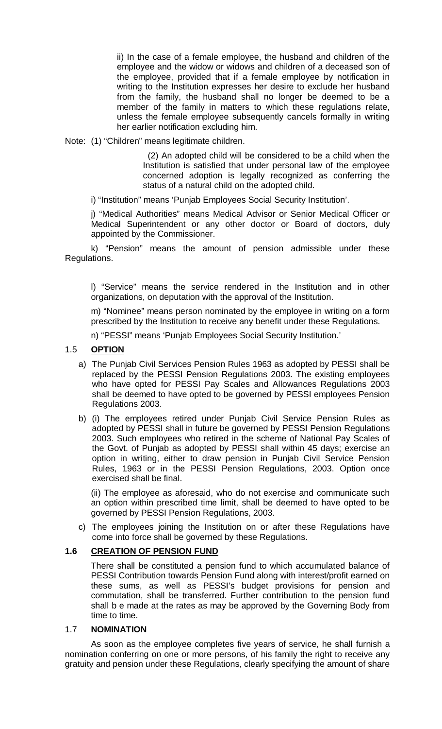ii) In the case of a female employee, the husband and children of the employee and the widow or widows and children of a deceased son of the employee, provided that if a female employee by notification in writing to the Institution expresses her desire to exclude her husband from the family, the husband shall no longer be deemed to be a member of the family in matters to which these regulations relate, unless the female employee subsequently cancels formally in writing her earlier notification excluding him.

Note: (1) "Children" means legitimate children.

(2) An adopted child will be considered to be a child when the Institution is satisfied that under personal law of the employee concerned adoption is legally recognized as conferring the status of a natural child on the adopted child.

i) "Institution" means 'Punjab Employees Social Security Institution'.

j) "Medical Authorities" means Medical Advisor or Senior Medical Officer or Medical Superintendent or any other doctor or Board of doctors, duly appointed by the Commissioner.

k) "Pension" means the amount of pension admissible under these Regulations.

l) "Service" means the service rendered in the Institution and in other organizations, on deputation with the approval of the Institution.

m) "Nominee" means person nominated by the employee in writing on a form prescribed by the Institution to receive any benefit under these Regulations.

n) "PESSI" means 'Punjab Employees Social Security Institution.'

## 1.5 OPTION

a) The Punjab Civil Services Pension Rules 1963 as adopted by PESSI shall be replaced by the PESSI Pension Regulations 2003. The existing employees who have opted for PESSI Pay Scales and Allowances Regulations 2003 shall be deemed to have opted to be governed by PESSI employees Pension Regulations 2003.

b) (i) The employees retired under Punjab Civil Service Pension Rules as adopted by PESSI shall in future be governed by PESSI Pension Regulations 2003. Such employees who retired in the scheme of National Pay Scales of the Govt. of Punjab as adopted by PESSI shall within 45 days; exercise an option in writing, either to draw pension in Punjab Civil Service Pension Rules, 1963 or in the PESSI Pension Regulations, 2003. Option once exercised shall be final.

(ii) The employee as aforesaid, who do not exercise and communicate such an option within prescribed time limit, shall be deemed to have opted to be governed by PESSI Pension Regulations, 2003.

c) The employees joining the Institution on or after these Regulations have come into force shall be governed by these Regulations.

## 1.6 CREATION OF PENSION FUND

There shall be constituted a pension fund to which accumulated balance of PESSI Contribution towards Pension Fund along with interest/profit earned on these sums, as well as PESSI's budget provisions for pension and commutation, shall be transferred. Further contribution to the pension fund shall b e made at the rates as may be approved by the Governing Body from time to time.

## 1.7 NOMINATION

As soon as the employee completes five years of service, he shall furnish a nomination conferring on one or more persons, of his family the right to receive any gratuity and pension under these Regulations, clearly specifying the amount of share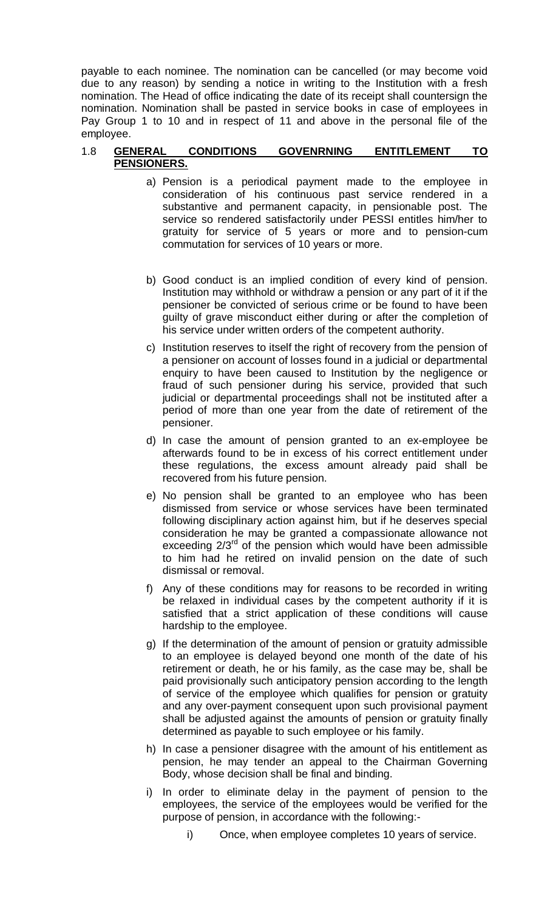payable to each nominee. The nomination can be cancelled (or may become void due to any reason) by sending a notice in writing to the Institution with a fresh nomination. The Head of office indicating the date of its receipt shall countersign the nomination. Nomination shall be pasted in service books in case of employees in Pay Group 1 to 10 and in respect of 11 and above in the personal file of the employee.

1.8 **GENERAL CONDITIONS GOVENRNING ENTITLEMENT TO PENSIONERS.**

a) Pension is a periodical payment made to the employee in consideration of his continuous past service rendered in a substantive and permanent capacity, in pensionable post. The service so rendered satisfactorily under PESSI entitles him/her to gratuity for service of 5 years or more and to pension-cum commutation for services of 10 years or more.

b) Good conduct is an implied condition of every kind of pension. Institution may withhold or withdraw a pension or any part of it if the pensioner be convicted of serious crime or be found to have been guilty of grave misconduct either during or after the completion of his service under written orders of the competent authority.

c) Institution reserves to itself the right of recovery from the pension of a pensioner on account of losses found in a judicial or departmental enquiry to have been caused to Institution by the negligence or fraud of such pensioner during his service, provided that such judicial or departmental proceedings shall not be instituted after a period of more than one year from the date of retirement of the pensioner.

d) In case the amount of pension granted to an ex-employee be afterwards found to be in excess of his correct entitlement under these regulations, the excess amount already paid shall be recovered from his future pension.

e) No pension shall be granted to an employee who has been dismissed from service or whose services have been terminated following disciplinary action against him, but if he deserves special consideration he may be granted a compassionate allowance not exceeding 2/3rd of the pension which would have been admissible to him had he retired on invalid pension on the date of such dismissal or removal.

f) Any of these conditions may for reasons to be recorded in writing be relaxed in individual cases by the competent authority if it is satisfied that a strict application of these conditions will cause hardship to the employee.

g) If the determination of the amount of pension or gratuity admissible to an employee is delayed beyond one month of the date of his retirement or death, he or his family, as the case may be, shall be paid provisionally such anticipatory pension according to the length of service of the employee which qualifies for pension or gratuity and any over-payment consequent upon such provisional payment shall be adjusted against the amounts of pension or gratuity finally determined as payable to such employee or his family.

h) In case a pensioner disagree with the amount of his entitlement as pension, he may tender an appeal to the Chairman Governing Body, whose decision shall be final and binding.

i) In order to eliminate delay in the payment of pension to the employees, the service of the employees would be verified for the purpose of pension, in accordance with the following:-

   i) Once, when employee completes 10 years of service.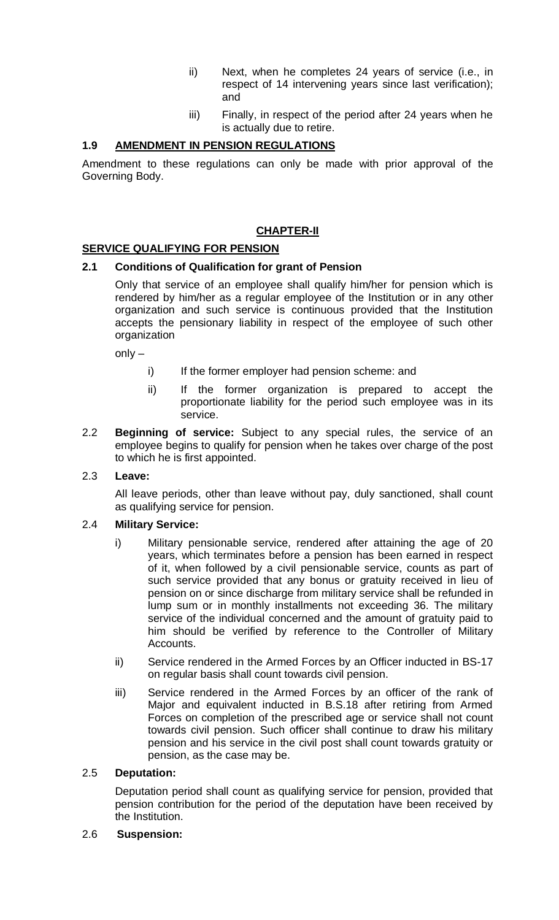ii) Next, when he completes 24 years of service (i.e., in respect of 14 intervening years since last verification); and

iii) Finally, in respect of the period after 24 years when he is actually due to retire.

## 1.9 AMENDMENT IN PENSION REGULATIONS

Amendment to these regulations can only be made with prior approval of the Governing Body.

# CHAPTER-II

## SERVICE QUALIFYING FOR PENSION

### 2.1 Conditions of Qualification for grant of Pension

Only that service of an employee shall qualify him/her for pension which is rendered by him/her as a regular employee of the Institution or in any other organization and such service is continuous provided that the Institution accepts the pensionary liability in respect of the employee of such other organization

only –

i) If the former employer had pension scheme: and

ii) If the former organization is prepared to accept the proportionate liability for the period such employee was in its service.

2.2 **Beginning of service:** Subject to any special rules, the service of an employee begins to qualify for pension when he takes over charge of the post to which he is first appointed.

2.3 **Leave:**

All leave periods, other than leave without pay, duly sanctioned, shall count as qualifying service for pension.

2.4 **Military Service:**

i) Military pensionable service, rendered after attaining the age of 20 years, which terminates before a pension has been earned in respect of it, when followed by a civil pensionable service, counts as part of such service provided that any bonus or gratuity received in lieu of pension on or since discharge from military service shall be refunded in lump sum or in monthly installments not exceeding 36. The military service of the individual concerned and the amount of gratuity paid to him should be verified by reference to the Controller of Military Accounts.

ii) Service rendered in the Armed Forces by an Officer inducted in BS-17 on regular basis shall count towards civil pension.

iii) Service rendered in the Armed Forces by an officer of the rank of Major and equivalent inducted in B.S.18 after retiring from Armed Forces on completion of the prescribed age or service shall not count towards civil pension. Such officer shall continue to draw his military pension and his service in the civil post shall count towards gratuity or pension, as the case may be.

2.5 **Deputation:**

Deputation period shall count as qualifying service for pension, provided that pension contribution for the period of the deputation have been received by the Institution.

2.6 **Suspension:**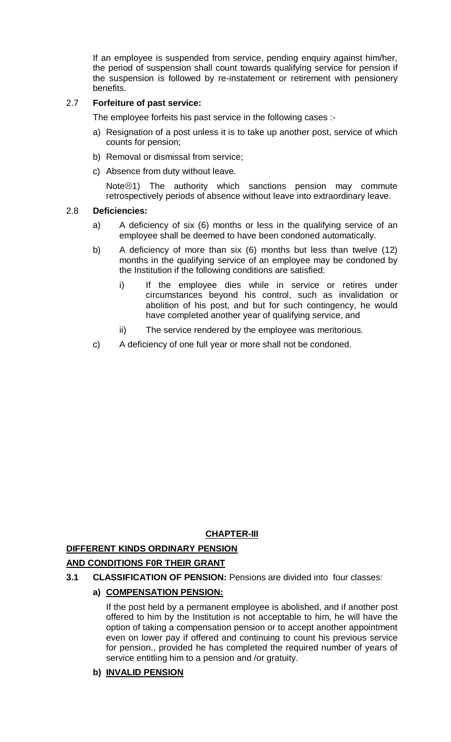If an employee is suspended from service, pending enquiry against him/her, the period of suspension shall count towards qualifying service for pension if the suspension is followed by re-instatement or retirement with pensionery benefits.

### 2.7 **Forfeiture of past service:**

The employee forfeits his past service in the following cases :-

a) Resignation of a post unless it is to take up another post, service of which counts for pension;

b) Removal or dismissal from service;

c) Absence from duty without leave.

Note☹1) The authority which sanctions pension may commute retrospectively periods of absence without leave into extraordinary leave.

### 2.8 **Deficiencies:**

a) A deficiency of six (6) months or less in the qualifying service of an employee shall be deemed to have been condoned automatically.

b) A deficiency of more than six (6) months but less than twelve (12) months in the qualifying service of an employee may be condoned by the Institution if the following conditions are satisfied:

   i) If the employee dies while in service or retires under circumstances beyond his control, such as invalidation or abolition of his post, and but for such contingency, he would have completed another year of qualifying service, and

   ii) The service rendered by the employee was meritorious.

c) A deficiency of one full year or more shall not be condoned.

## **CHAPTER-III**

## **DIFFERENT KINDS ORDINARY PENSION AND CONDITIONS F0R THEIR GRANT**

**3.1 CLASSIFICATION OF PENSION:** Pensions are divided into four classes:

**a) COMPENSATION PENSION:**

If the post held by a permanent employee is abolished, and if another post offered to him by the Institution is not acceptable to him, he will have the option of taking a compensation pension or to accept another appointment even on lower pay if offered and continuing to count his previous service for pension., provided he has completed the required number of years of service entitling him to a pension and /or gratuity.

**b) INVALID PENSION**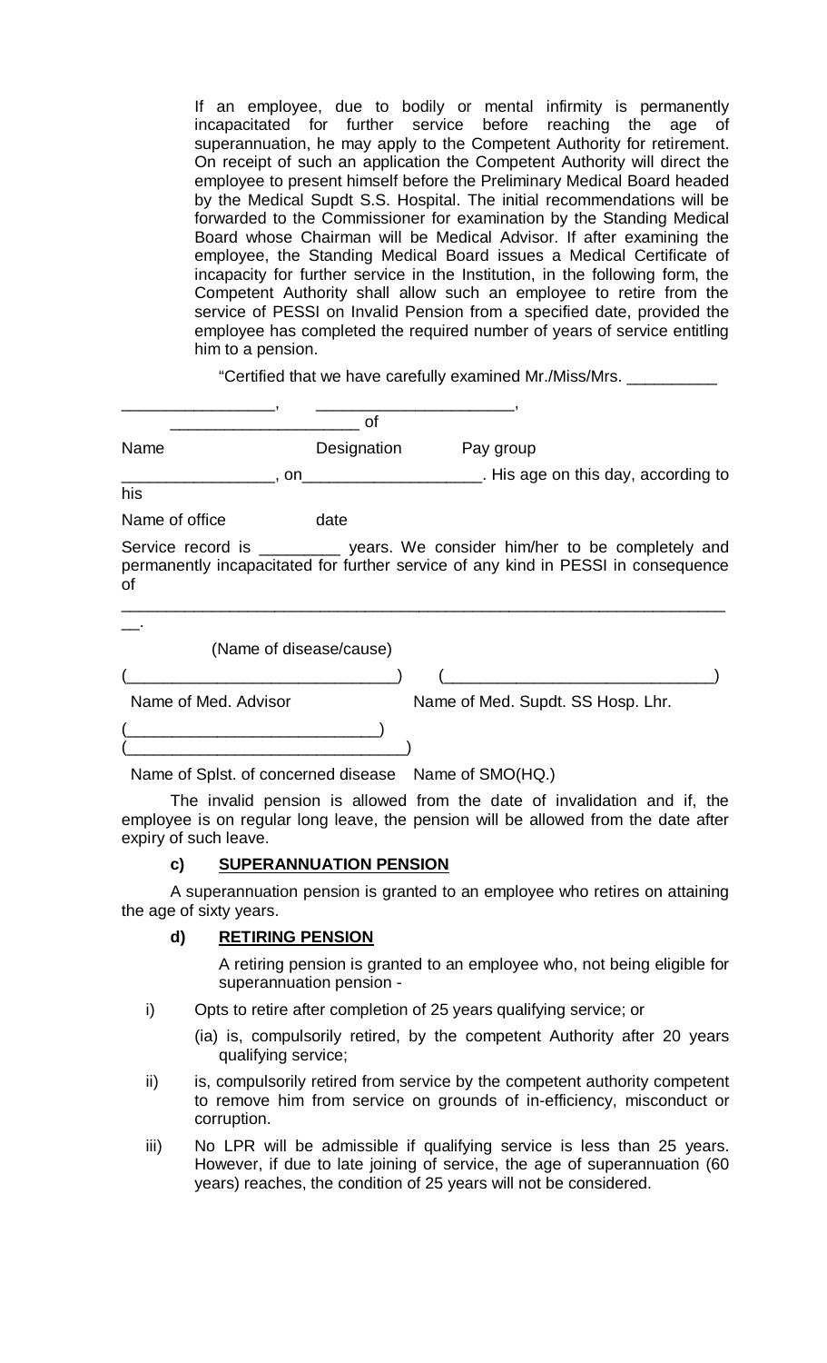If an employee, due to bodily or mental infirmity is permanently incapacitated for further service before reaching the age of superannuation, he may apply to the Competent Authority for retirement. On receipt of such an application the Competent Authority will direct the employee to present himself before the Preliminary Medical Board headed by the Medical Supdt S.S. Hospital. The initial recommendations will be forwarded to the Commissioner for examination by the Standing Medical Board whose Chairman will be Medical Advisor. If after examining the employee, the Standing Medical Board issues a Medical Certificate of incapacity for further service in the Institution, in the following form, the Competent Authority shall allow such an employee to retire from the service of PESSI on Invalid Pension from a specified date, provided the employee has completed the required number of years of service entitling him to a pension.

"Certified that we have carefully examined Mr./Miss/Mrs. __________

_________________, _____________________, ____________________ of

Name Designation Pay group

_________________, on____________________. His age on this day, according to his

Name of office date

Service record is _________ years. We consider him/her to be completely and permanently incapacitated for further service of any kind in PESSI in consequence of ____________________________________________________________________.

(Name of disease/cause)

(_____________________________) (_____________________________)

Name of Med. Advisor Name of Med. Supdt. SS Hosp. Lhr.

(___________________________)
(______________________________)

Name of Splst. of concerned disease Name of SMO(HQ.)

The invalid pension is allowed from the date of invalidation and if, the employee is on regular long leave, the pension will be allowed from the date after expiry of such leave.

**c) SUPERANNUATION PENSION**

A superannuation pension is granted to an employee who retires on attaining the age of sixty years.

**d) RETIRING PENSION**

A retiring pension is granted to an employee who, not being eligible for superannuation pension -

i) Opts to retire after completion of 25 years qualifying service; or

(ia) is, compulsorily retired, by the competent Authority after 20 years qualifying service;

ii) is, compulsorily retired from service by the competent authority competent to remove him from service on grounds of in-efficiency, misconduct or corruption.

iii) No LPR will be admissible if qualifying service is less than 25 years. However, if due to late joining of service, the age of superannuation (60 years) reaches, the condition of 25 years will not be considered.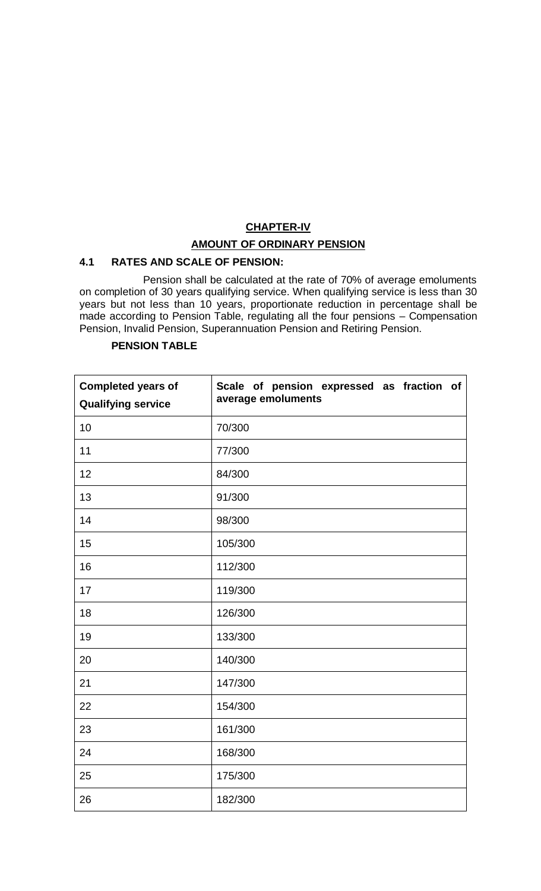## CHAPTER-IV

## AMOUNT OF ORDINARY PENSION

### 4.1 RATES AND SCALE OF PENSION:

Pension shall be calculated at the rate of 70% of average emoluments on completion of 30 years qualifying service. When qualifying service is less than 30 years but not less than 10 years, proportionate reduction in percentage shall be made according to Pension Table, regulating all the four pensions – Compensation Pension, Invalid Pension, Superannuation Pension and Retiring Pension.

**PENSION TABLE**

| Completed years of Qualifying service | Scale of pension expressed as fraction of average emoluments |
|---|---|
| 10 | 70/300 |
| 11 | 77/300 |
| 12 | 84/300 |
| 13 | 91/300 |
| 14 | 98/300 |
| 15 | 105/300 |
| 16 | 112/300 |
| 17 | 119/300 |
| 18 | 126/300 |
| 19 | 133/300 |
| 20 | 140/300 |
| 21 | 147/300 |
| 22 | 154/300 |
| 23 | 161/300 |
| 24 | 168/300 |
| 25 | 175/300 |
| 26 | 182/300 |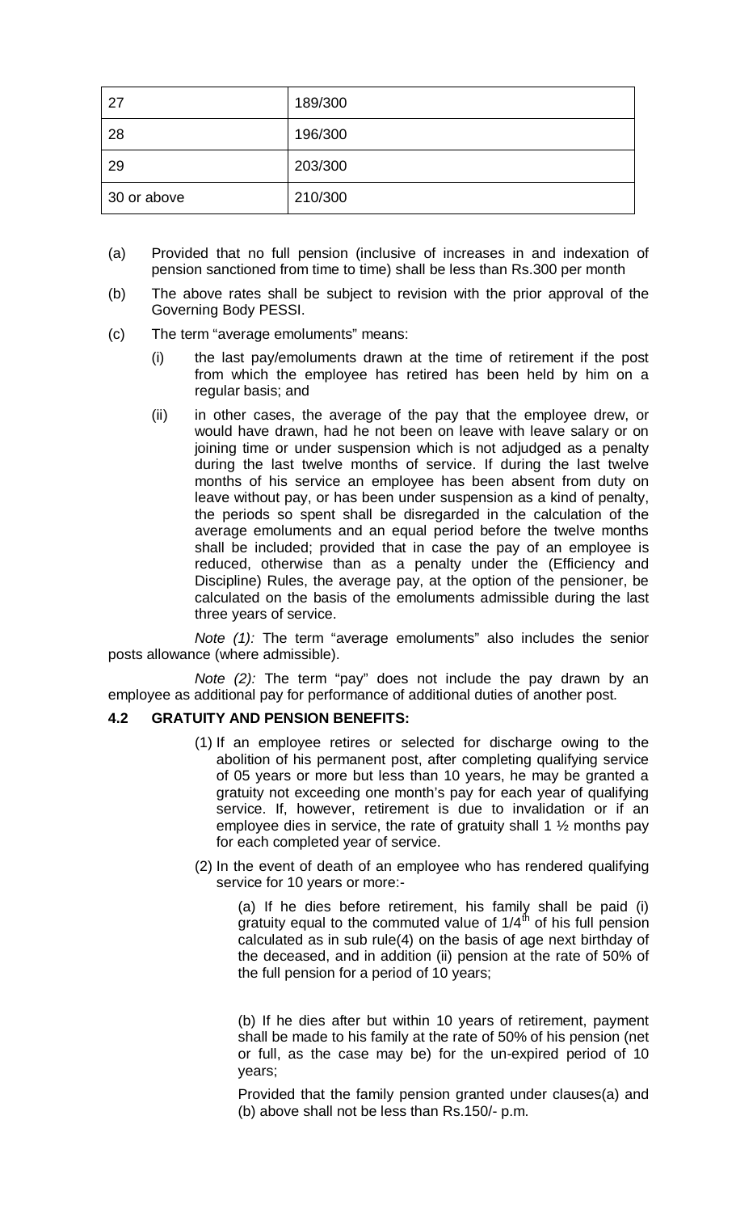| 27 | 189/300 |
|---|---|
| 28 | 196/300 |
| 29 | 203/300 |
| 30 or above | 210/300 |

(a) Provided that no full pension (inclusive of increases in and indexation of pension sanctioned from time to time) shall be less than Rs.300 per month

(b) The above rates shall be subject to revision with the prior approval of the Governing Body PESSI.

(c) The term "average emoluments" means:

(i) the last pay/emoluments drawn at the time of retirement if the post from which the employee has retired has been held by him on a regular basis; and

(ii) in other cases, the average of the pay that the employee drew, or would have drawn, had he not been on leave with leave salary or on joining time or under suspension which is not adjudged as a penalty during the last twelve months of service. If during the last twelve months of his service an employee has been absent from duty on leave without pay, or has been under suspension as a kind of penalty, the periods so spent shall be disregarded in the calculation of the average emoluments and an equal period before the twelve months shall be included; provided that in case the pay of an employee is reduced, otherwise than as a penalty under the (Efficiency and Discipline) Rules, the average pay, at the option of the pensioner, be calculated on the basis of the emoluments admissible during the last three years of service.

*Note (1):* The term "average emoluments" also includes the senior posts allowance (where admissible).

*Note (2):* The term "pay" does not include the pay drawn by an employee as additional pay for performance of additional duties of another post.

**4.2 GRATUITY AND PENSION BENEFITS:**

(1) If an employee retires or selected for discharge owing to the abolition of his permanent post, after completing qualifying service of 05 years or more but less than 10 years, he may be granted a gratuity not exceeding one month's pay for each year of qualifying service. If, however, retirement is due to invalidation or if an employee dies in service, the rate of gratuity shall 1 ½ months pay for each completed year of service.

(2) In the event of death of an employee who has rendered qualifying service for 10 years or more:-

(a) If he dies before retirement, his family shall be paid (i) gratuity equal to the commuted value of 1/4th of his full pension calculated as in sub rule(4) on the basis of age next birthday of the deceased, and in addition (ii) pension at the rate of 50% of the full pension for a period of 10 years;

(b) If he dies after but within 10 years of retirement, payment shall be made to his family at the rate of 50% of his pension (net or full, as the case may be) for the un-expired period of 10 years;

Provided that the family pension granted under clauses(a) and (b) above shall not be less than Rs.150/- p.m.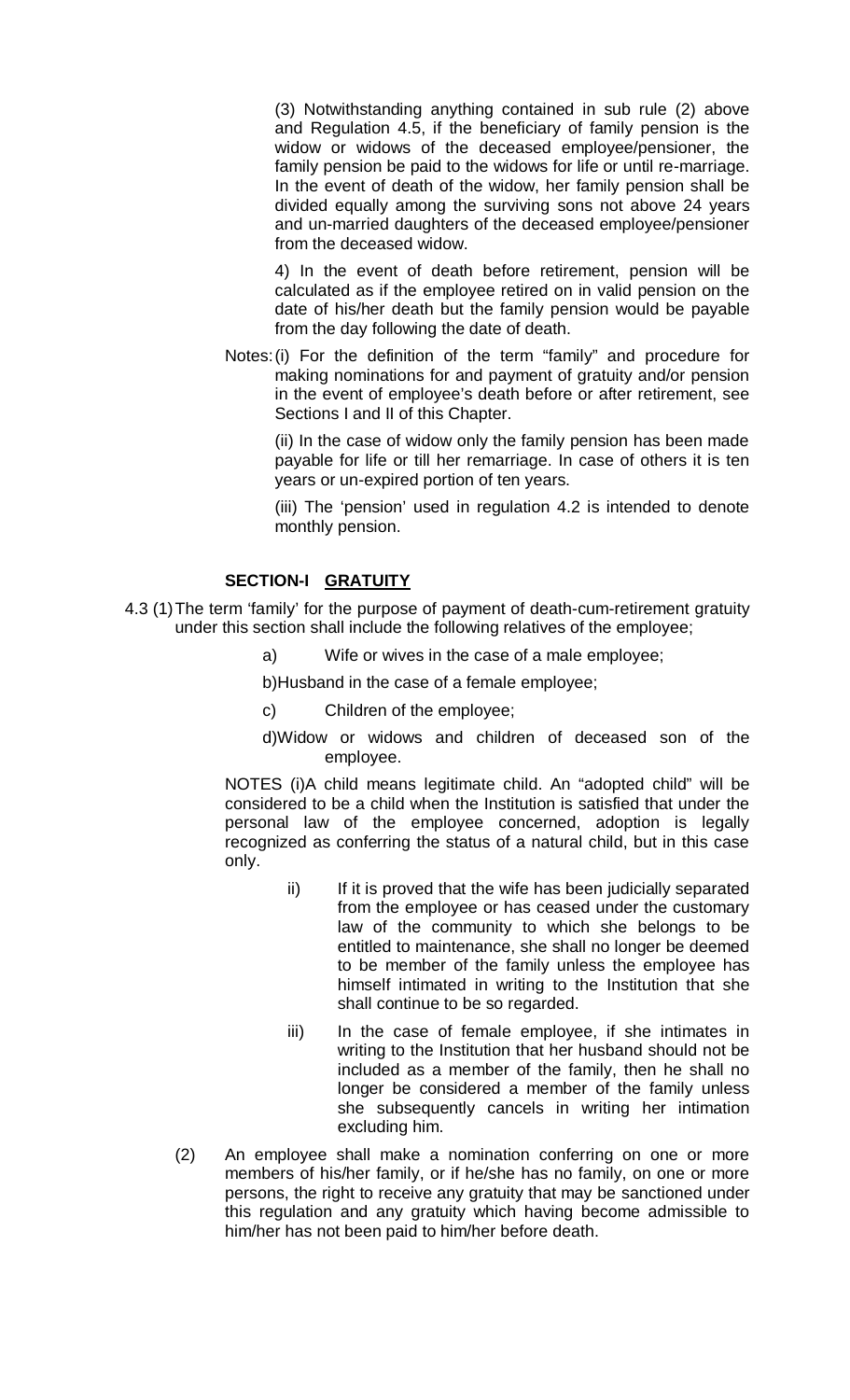(3) Notwithstanding anything contained in sub rule (2) above and Regulation 4.5, if the beneficiary of family pension is the widow or widows of the deceased employee/pensioner, the family pension be paid to the widows for life or until re-marriage. In the event of death of the widow, her family pension shall be divided equally among the surviving sons not above 24 years and un-married daughters of the deceased employee/pensioner from the deceased widow.

4) In the event of death before retirement, pension will be calculated as if the employee retired on in valid pension on the date of his/her death but the family pension would be payable from the day following the date of death.

Notes: (i) For the definition of the term "family" and procedure for making nominations for and payment of gratuity and/or pension in the event of employee's death before or after retirement, see Sections I and II of this Chapter.

(ii) In the case of widow only the family pension has been made payable for life or till her remarriage. In case of others it is ten years or un-expired portion of ten years.

(iii) The 'pension' used in regulation 4.2 is intended to denote monthly pension.

### SECTION-I GRATUITY

4.3 (1) The term 'family' for the purpose of payment of death-cum-retirement gratuity under this section shall include the following relatives of the employee;

a) Wife or wives in the case of a male employee;

b) Husband in the case of a female employee;

c) Children of the employee;

d) Widow or widows and children of deceased son of the employee.

NOTES (i) A child means legitimate child. An "adopted child" will be considered to be a child when the Institution is satisfied that under the personal law of the employee concerned, adoption is legally recognized as conferring the status of a natural child, but in this case only.

ii) If it is proved that the wife has been judicially separated from the employee or has ceased under the customary law of the community to which she belongs to be entitled to maintenance, she shall no longer be deemed to be member of the family unless the employee has himself intimated in writing to the Institution that she shall continue to be so regarded.

iii) In the case of female employee, if she intimates in writing to the Institution that her husband should not be included as a member of the family, then he shall no longer be considered a member of the family unless she subsequently cancels in writing her intimation excluding him.

(2) An employee shall make a nomination conferring on one or more members of his/her family, or if he/she has no family, on one or more persons, the right to receive any gratuity that may be sanctioned under this regulation and any gratuity which having become admissible to him/her has not been paid to him/her before death.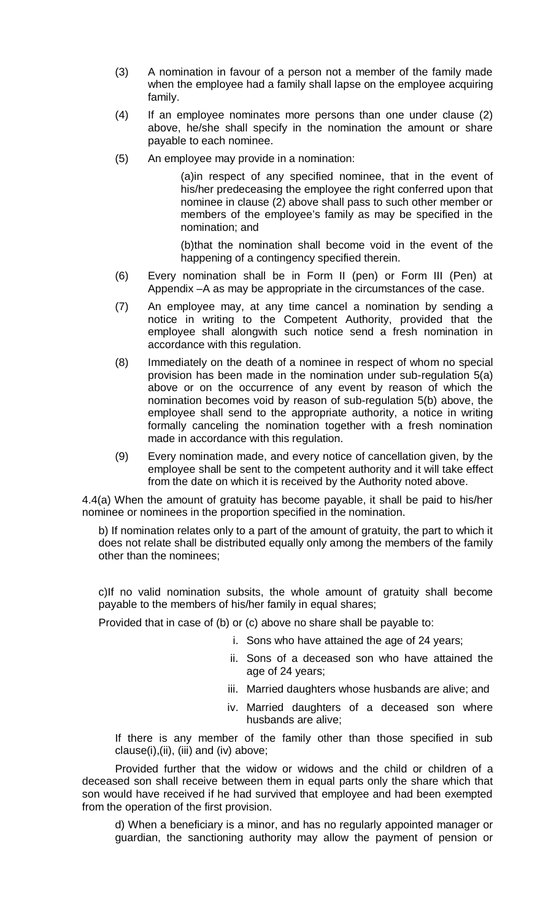(3) A nomination in favour of a person not a member of the family made when the employee had a family shall lapse on the employee acquiring family.

(4) If an employee nominates more persons than one under clause (2) above, he/she shall specify in the nomination the amount or share payable to each nominee.

(5) An employee may provide in a nomination:

(a)in respect of any specified nominee, that in the event of his/her predeceasing the employee the right conferred upon that nominee in clause (2) above shall pass to such other member or members of the employee's family as may be specified in the nomination; and

(b)that the nomination shall become void in the event of the happening of a contingency specified therein.

(6) Every nomination shall be in Form II (pen) or Form III (Pen) at Appendix –A as may be appropriate in the circumstances of the case.

(7) An employee may, at any time cancel a nomination by sending a notice in writing to the Competent Authority, provided that the employee shall alongwith such notice send a fresh nomination in accordance with this regulation.

(8) Immediately on the death of a nominee in respect of whom no special provision has been made in the nomination under sub-regulation 5(a) above or on the occurrence of any event by reason of which the nomination becomes void by reason of sub-regulation 5(b) above, the employee shall send to the appropriate authority, a notice in writing formally canceling the nomination together with a fresh nomination made in accordance with this regulation.

(9) Every nomination made, and every notice of cancellation given, by the employee shall be sent to the competent authority and it will take effect from the date on which it is received by the Authority noted above.

4.4(a) When the amount of gratuity has become payable, it shall be paid to his/her nominee or nominees in the proportion specified in the nomination.

b) If nomination relates only to a part of the amount of gratuity, the part to which it does not relate shall be distributed equally only among the members of the family other than the nominees;

c)If no valid nomination subsits, the whole amount of gratuity shall become payable to the members of his/her family in equal shares;

Provided that in case of (b) or (c) above no share shall be payable to:

i. Sons who have attained the age of 24 years;
ii. Sons of a deceased son who have attained the age of 24 years;
iii. Married daughters whose husbands are alive; and
iv. Married daughters of a deceased son where husbands are alive;

If there is any member of the family other than those specified in sub clause(i),(ii), (iii) and (iv) above;

Provided further that the widow or widows and the child or children of a deceased son shall receive between them in equal parts only the share which that son would have received if he had survived that employee and had been exempted from the operation of the first provision.

d) When a beneficiary is a minor, and has no regularly appointed manager or guardian, the sanctioning authority may allow the payment of pension or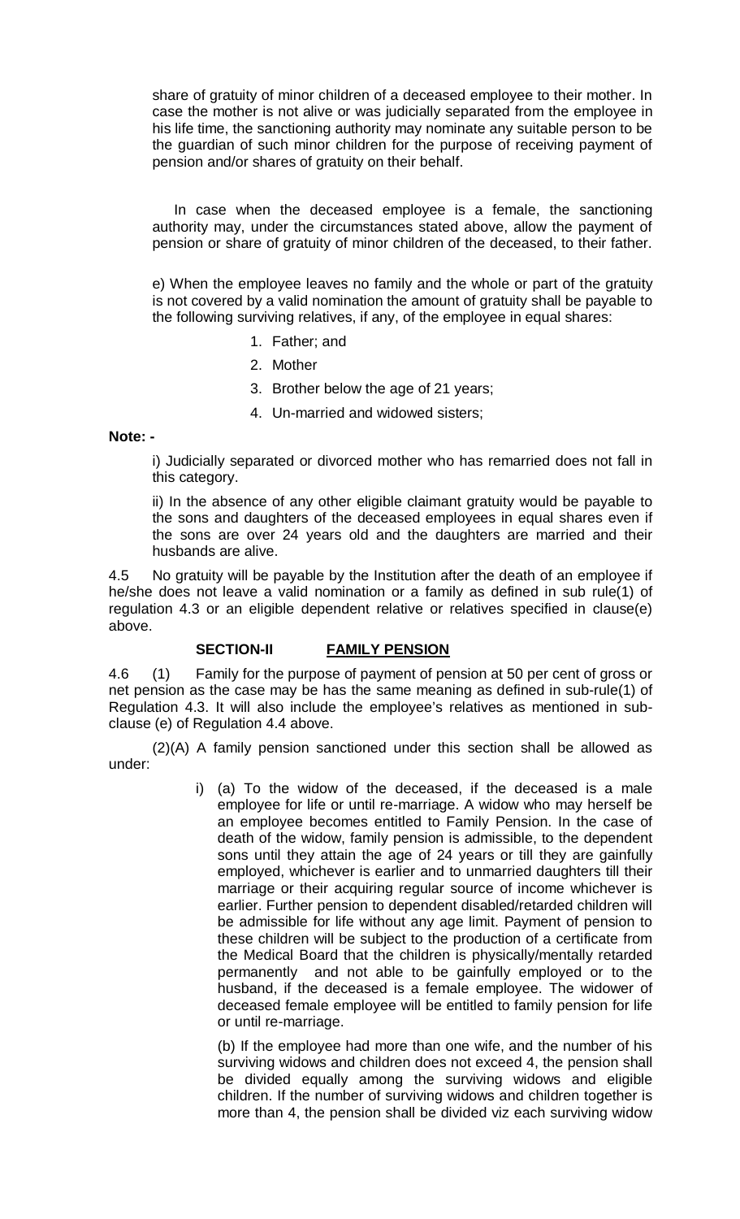share of gratuity of minor children of a deceased employee to their mother. In case the mother is not alive or was judicially separated from the employee in his life time, the sanctioning authority may nominate any suitable person to be the guardian of such minor children for the purpose of receiving payment of pension and/or shares of gratuity on their behalf.

In case when the deceased employee is a female, the sanctioning authority may, under the circumstances stated above, allow the payment of pension or share of gratuity of minor children of the deceased, to their father.

e) When the employee leaves no family and the whole or part of the gratuity is not covered by a valid nomination the amount of gratuity shall be payable to the following surviving relatives, if any, of the employee in equal shares:

1. Father; and
2. Mother
3. Brother below the age of 21 years;
4. Un-married and widowed sisters;

**Note: -**

i) Judicially separated or divorced mother who has remarried does not fall in this category.

ii) In the absence of any other eligible claimant gratuity would be payable to the sons and daughters of the deceased employees in equal shares even if the sons are over 24 years old and the daughters are married and their husbands are alive.

4.5 No gratuity will be payable by the Institution after the death of an employee if he/she does not leave a valid nomination or a family as defined in sub rule(1) of regulation 4.3 or an eligible dependent relative or relatives specified in clause(e) above.

## SECTION-II FAMILY PENSION

4.6 (1) Family for the purpose of payment of pension at 50 per cent of gross or net pension as the case may be has the same meaning as defined in sub-rule(1) of Regulation 4.3. It will also include the employee's relatives as mentioned in sub-clause (e) of Regulation 4.4 above.

(2)(A) A family pension sanctioned under this section shall be allowed as under:

i) (a) To the widow of the deceased, if the deceased is a male employee for life or until re-marriage. A widow who may herself be an employee becomes entitled to Family Pension. In the case of death of the widow, family pension is admissible, to the dependent sons until they attain the age of 24 years or till they are gainfully employed, whichever is earlier and to unmarried daughters till their marriage or their acquiring regular source of income whichever is earlier. Further pension to dependent disabled/retarded children will be admissible for life without any age limit. Payment of pension to these children will be subject to the production of a certificate from the Medical Board that the children is physically/mentally retarded permanently and not able to be gainfully employed or to the husband, if the deceased is a female employee. The widower of deceased female employee will be entitled to family pension for life or until re-marriage.

(b) If the employee had more than one wife, and the number of his surviving widows and children does not exceed 4, the pension shall be divided equally among the surviving widows and eligible children. If the number of surviving widows and children together is more than 4, the pension shall be divided viz each surviving widow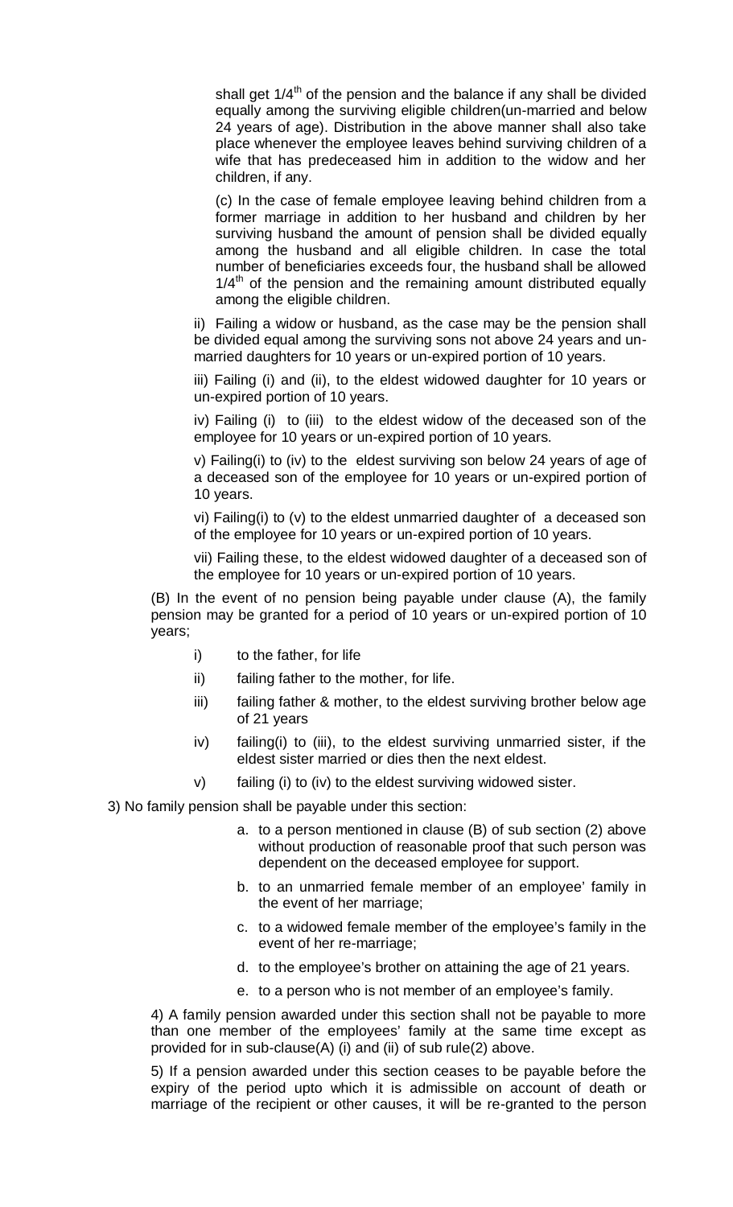shall get 1/4th of the pension and the balance if any shall be divided equally among the surviving eligible children(un-married and below 24 years of age). Distribution in the above manner shall also take place whenever the employee leaves behind surviving children of a wife that has predeceased him in addition to the widow and her children, if any.

(c) In the case of female employee leaving behind children from a former marriage in addition to her husband and children by her surviving husband the amount of pension shall be divided equally among the husband and all eligible children. In case the total number of beneficiaries exceeds four, the husband shall be allowed 1/4th of the pension and the remaining amount distributed equally among the eligible children.

ii) Failing a widow or husband, as the case may be the pension shall be divided equal among the surviving sons not above 24 years and un-married daughters for 10 years or un-expired portion of 10 years.

iii) Failing (i) and (ii), to the eldest widowed daughter for 10 years or un-expired portion of 10 years.

iv) Failing (i) to (iii) to the eldest widow of the deceased son of the employee for 10 years or un-expired portion of 10 years.

v) Failing(i) to (iv) to the eldest surviving son below 24 years of age of a deceased son of the employee for 10 years or un-expired portion of 10 years.

vi) Failing(i) to (v) to the eldest unmarried daughter of a deceased son of the employee for 10 years or un-expired portion of 10 years.

vii) Failing these, to the eldest widowed daughter of a deceased son of the employee for 10 years or un-expired portion of 10 years.

(B) In the event of no pension being payable under clause (A), the family pension may be granted for a period of 10 years or un-expired portion of 10 years;

- i) to the father, for life
- ii) failing father to the mother, for life.
- iii) failing father & mother, to the eldest surviving brother below age of 21 years
- iv) failing(i) to (iii), to the eldest surviving unmarried sister, if the eldest sister married or dies then the next eldest.
- v) failing (i) to (iv) to the eldest surviving widowed sister.

3) No family pension shall be payable under this section:

a. to a person mentioned in clause (B) of sub section (2) above without production of reasonable proof that such person was dependent on the deceased employee for support.

b. to an unmarried female member of an employee' family in the event of her marriage;

c. to a widowed female member of the employee's family in the event of her re-marriage;

d. to the employee's brother on attaining the age of 21 years.

e. to a person who is not member of an employee's family.

4) A family pension awarded under this section shall not be payable to more than one member of the employees' family at the same time except as provided for in sub-clause(A) (i) and (ii) of sub rule(2) above.

5) If a pension awarded under this section ceases to be payable before the expiry of the period upto which it is admissible on account of death or marriage of the recipient or other causes, it will be re-granted to the person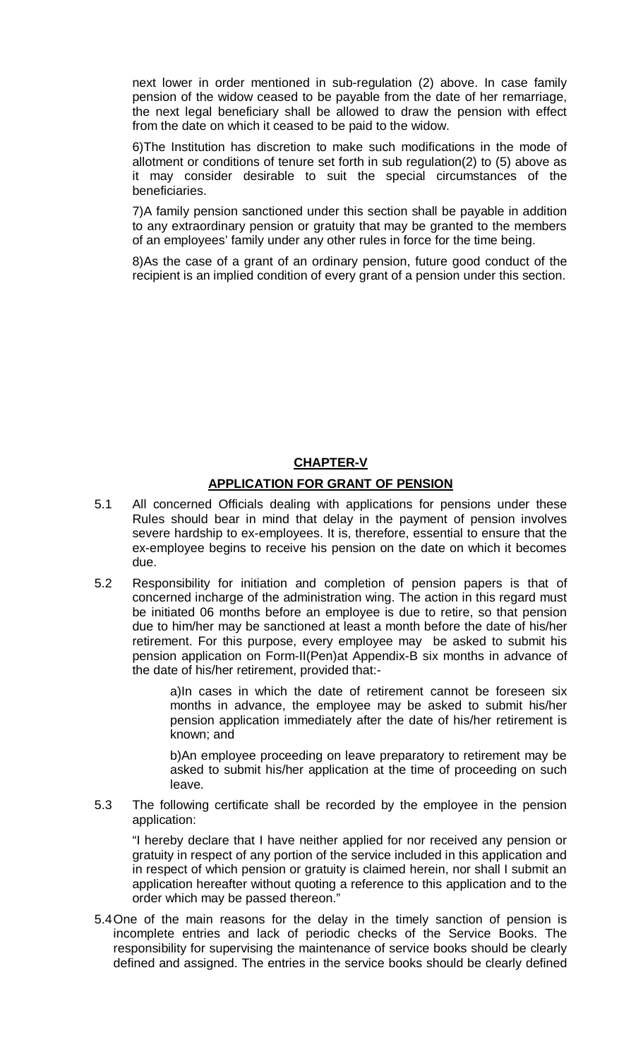next lower in order mentioned in sub-regulation (2) above. In case family pension of the widow ceased to be payable from the date of her remarriage, the next legal beneficiary shall be allowed to draw the pension with effect from the date on which it ceased to be paid to the widow.

6)The Institution has discretion to make such modifications in the mode of allotment or conditions of tenure set forth in sub regulation(2) to (5) above as it may consider desirable to suit the special circumstances of the beneficiaries.

7)A family pension sanctioned under this section shall be payable in addition to any extraordinary pension or gratuity that may be granted to the members of an employees' family under any other rules in force for the time being.

8)As the case of a grant of an ordinary pension, future good conduct of the recipient is an implied condition of every grant of a pension under this section.

## CHAPTER-V

## APPLICATION FOR GRANT OF PENSION

5.1 All concerned Officials dealing with applications for pensions under these Rules should bear in mind that delay in the payment of pension involves severe hardship to ex-employees. It is, therefore, essential to ensure that the ex-employee begins to receive his pension on the date on which it becomes due.

5.2 Responsibility for initiation and completion of pension papers is that of concerned incharge of the administration wing. The action in this regard must be initiated 06 months before an employee is due to retire, so that pension due to him/her may be sanctioned at least a month before the date of his/her retirement. For this purpose, every employee may be asked to submit his pension application on Form-II(Pen)at Appendix-B six months in advance of the date of his/her retirement, provided that:-

a)In cases in which the date of retirement cannot be foreseen six months in advance, the employee may be asked to submit his/her pension application immediately after the date of his/her retirement is known; and

b)An employee proceeding on leave preparatory to retirement may be asked to submit his/her application at the time of proceeding on such leave.

5.3 The following certificate shall be recorded by the employee in the pension application:

"I hereby declare that I have neither applied for nor received any pension or gratuity in respect of any portion of the service included in this application and in respect of which pension or gratuity is claimed herein, nor shall I submit an application hereafter without quoting a reference to this application and to the order which may be passed thereon."

5.4 One of the main reasons for the delay in the timely sanction of pension is incomplete entries and lack of periodic checks of the Service Books. The responsibility for supervising the maintenance of service books should be clearly defined and assigned. The entries in the service books should be clearly defined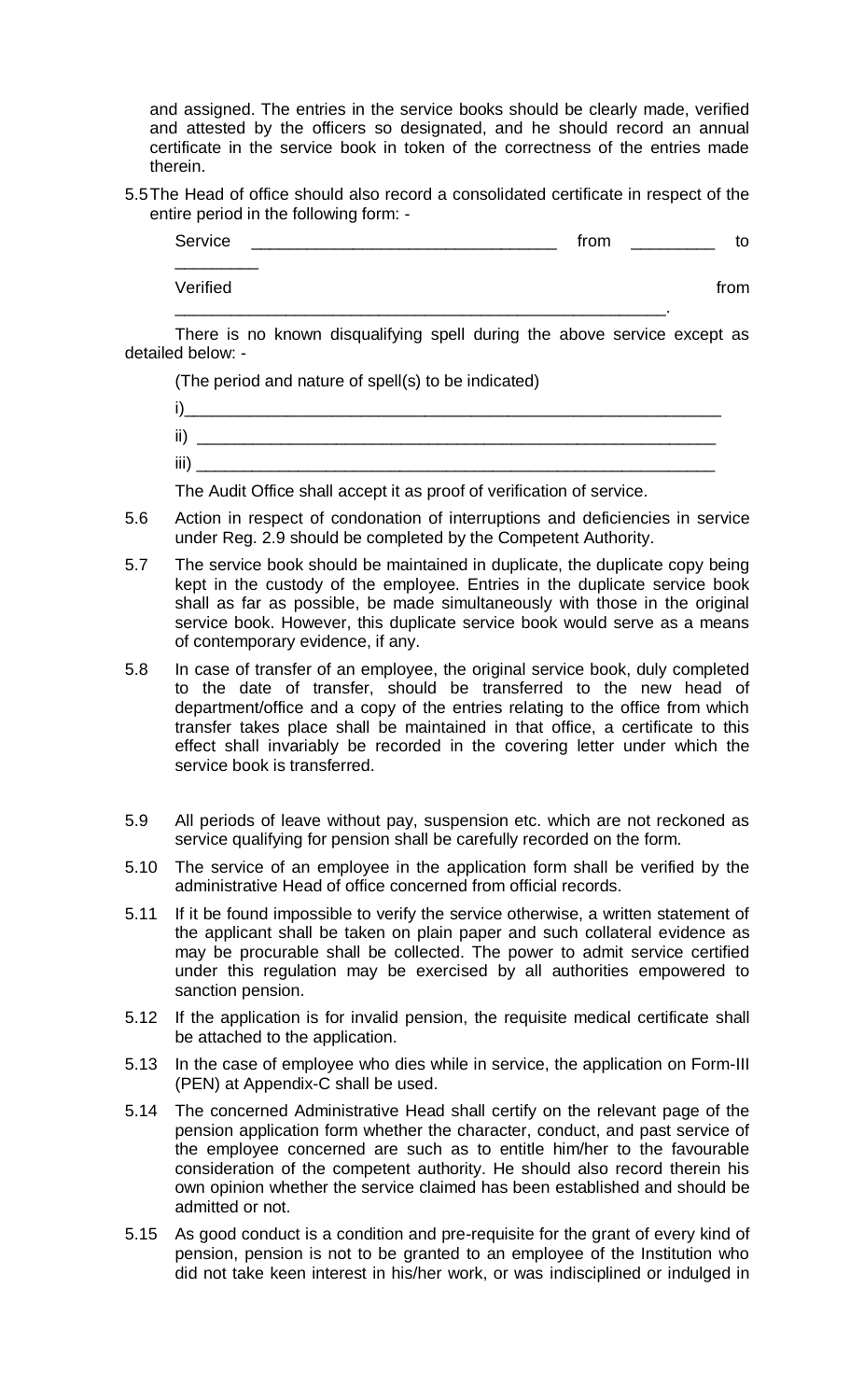and assigned. The entries in the service books should be clearly made, verified and attested by the officers so designated, and he should record an annual certificate in the service book in token of the correctness of the entries made therein.

5.5 The Head of office should also record a consolidated certificate in respect of the entire period in the following form: -

Service ________________________________ from _________ to _________

Verified from _______________________________________________________.

There is no known disqualifying spell during the above service except as detailed below: -

(The period and nature of spell(s) to be indicated)

i)___________________________________________________________

ii) __________________________________________________________

iii) __________________________________________________________

The Audit Office shall accept it as proof of verification of service.

5.6 Action in respect of condonation of interruptions and deficiencies in service under Reg. 2.9 should be completed by the Competent Authority.

5.7 The service book should be maintained in duplicate, the duplicate copy being kept in the custody of the employee. Entries in the duplicate service book shall as far as possible, be made simultaneously with those in the original service book. However, this duplicate service book would serve as a means of contemporary evidence, if any.

5.8 In case of transfer of an employee, the original service book, duly completed to the date of transfer, should be transferred to the new head of department/office and a copy of the entries relating to the office from which transfer takes place shall be maintained in that office, a certificate to this effect shall invariably be recorded in the covering letter under which the service book is transferred.

5.9 All periods of leave without pay, suspension etc. which are not reckoned as service qualifying for pension shall be carefully recorded on the form.

5.10 The service of an employee in the application form shall be verified by the administrative Head of office concerned from official records.

5.11 If it be found impossible to verify the service otherwise, a written statement of the applicant shall be taken on plain paper and such collateral evidence as may be procurable shall be collected. The power to admit service certified under this regulation may be exercised by all authorities empowered to sanction pension.

5.12 If the application is for invalid pension, the requisite medical certificate shall be attached to the application.

5.13 In the case of employee who dies while in service, the application on Form-III (PEN) at Appendix-C shall be used.

5.14 The concerned Administrative Head shall certify on the relevant page of the pension application form whether the character, conduct, and past service of the employee concerned are such as to entitle him/her to the favourable consideration of the competent authority. He should also record therein his own opinion whether the service claimed has been established and should be admitted or not.

5.15 As good conduct is a condition and pre-requisite for the grant of every kind of pension, pension is not to be granted to an employee of the Institution who did not take keen interest in his/her work, or was indisciplined or indulged in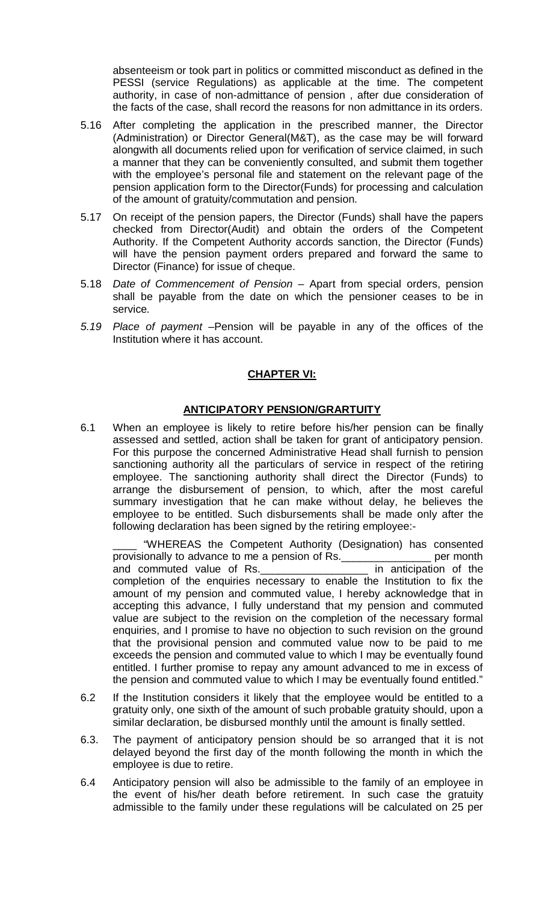absenteeism or took part in politics or committed misconduct as defined in the PESSI (service Regulations) as applicable at the time. The competent authority, in case of non-admittance of pension , after due consideration of the facts of the case, shall record the reasons for non admittance in its orders.

5.16 After completing the application in the prescribed manner, the Director (Administration) or Director General(M&T), as the case may be will forward alongwith all documents relied upon for verification of service claimed, in such a manner that they can be conveniently consulted, and submit them together with the employee's personal file and statement on the relevant page of the pension application form to the Director(Funds) for processing and calculation of the amount of gratuity/commutation and pension.

5.17 On receipt of the pension papers, the Director (Funds) shall have the papers checked from Director(Audit) and obtain the orders of the Competent Authority. If the Competent Authority accords sanction, the Director (Funds) will have the pension payment orders prepared and forward the same to Director (Finance) for issue of cheque.

5.18 *Date of Commencement of Pension* – Apart from special orders, pension shall be payable from the date on which the pensioner ceases to be in service.

*5.19 Place of payment* –Pension will be payable in any of the offices of the Institution where it has account.

## CHAPTER VI:

### ANTICIPATORY PENSION/GRARTUITY

6.1 When an employee is likely to retire before his/her pension can be finally assessed and settled, action shall be taken for grant of anticipatory pension. For this purpose the concerned Administrative Head shall furnish to pension sanctioning authority all the particulars of service in respect of the retiring employee. The sanctioning authority shall direct the Director (Funds) to arrange the disbursement of pension, to which, after the most careful summary investigation that he can make without delay, he believes the employee to be entitled. Such disbursements shall be made only after the following declaration has been signed by the retiring employee:-

____ "WHEREAS the Competent Authority (Designation) has consented provisionally to advance to me a pension of Rs.______________ per month and commuted value of Rs.________________ in anticipation of the completion of the enquiries necessary to enable the Institution to fix the amount of my pension and commuted value, I hereby acknowledge that in accepting this advance, I fully understand that my pension and commuted value are subject to the revision on the completion of the necessary formal enquiries, and I promise to have no objection to such revision on the ground that the provisional pension and commuted value now to be paid to me exceeds the pension and commuted value to which I may be eventually found entitled. I further promise to repay any amount advanced to me in excess of the pension and commuted value to which I may be eventually found entitled."

6.2 If the Institution considers it likely that the employee would be entitled to a gratuity only, one sixth of the amount of such probable gratuity should, upon a similar declaration, be disbursed monthly until the amount is finally settled.

6.3. The payment of anticipatory pension should be so arranged that it is not delayed beyond the first day of the month following the month in which the employee is due to retire.

6.4 Anticipatory pension will also be admissible to the family of an employee in the event of his/her death before retirement. In such case the gratuity admissible to the family under these regulations will be calculated on 25 per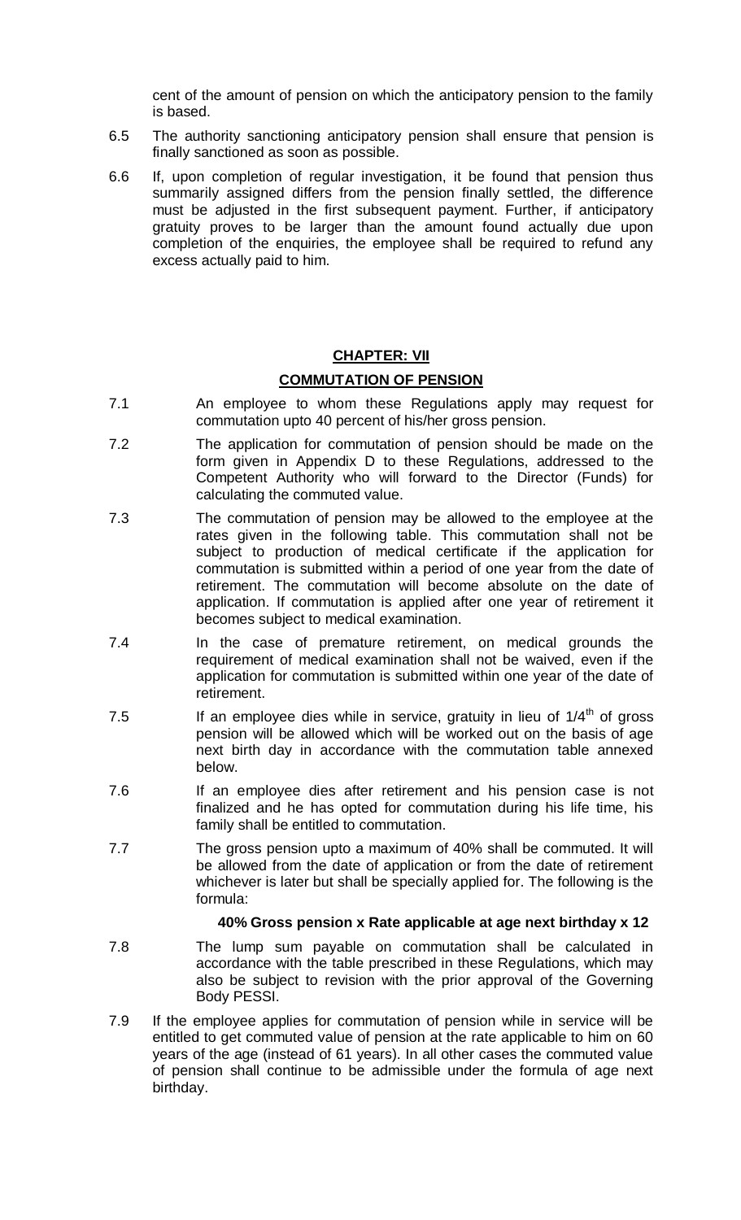cent of the amount of pension on which the anticipatory pension to the family is based.

6.5 The authority sanctioning anticipatory pension shall ensure that pension is finally sanctioned as soon as possible.

6.6 If, upon completion of regular investigation, it be found that pension thus summarily assigned differs from the pension finally settled, the difference must be adjusted in the first subsequent payment. Further, if anticipatory gratuity proves to be larger than the amount found actually due upon completion of the enquiries, the employee shall be required to refund any excess actually paid to him.

## CHAPTER: VII

## COMMUTATION OF PENSION

7.1 An employee to whom these Regulations apply may request for commutation upto 40 percent of his/her gross pension.

7.2 The application for commutation of pension should be made on the form given in Appendix D to these Regulations, addressed to the Competent Authority who will forward to the Director (Funds) for calculating the commuted value.

7.3 The commutation of pension may be allowed to the employee at the rates given in the following table. This commutation shall not be subject to production of medical certificate if the application for commutation is submitted within a period of one year from the date of retirement. The commutation will become absolute on the date of application. If commutation is applied after one year of retirement it becomes subject to medical examination.

7.4 In the case of premature retirement, on medical grounds the requirement of medical examination shall not be waived, even if the application for commutation is submitted within one year of the date of retirement.

7.5 If an employee dies while in service, gratuity in lieu of 1/4th of gross pension will be allowed which will be worked out on the basis of age next birth day in accordance with the commutation table annexed below.

7.6 If an employee dies after retirement and his pension case is not finalized and he has opted for commutation during his life time, his family shall be entitled to commutation.

7.7 The gross pension upto a maximum of 40% shall be commuted. It will be allowed from the date of application or from the date of retirement whichever is later but shall be specially applied for. The following is the formula:

**40% Gross pension x Rate applicable at age next birthday x 12**

7.8 The lump sum payable on commutation shall be calculated in accordance with the table prescribed in these Regulations, which may also be subject to revision with the prior approval of the Governing Body PESSI.

7.9 If the employee applies for commutation of pension while in service will be entitled to get commuted value of pension at the rate applicable to him on 60 years of the age (instead of 61 years). In all other cases the commuted value of pension shall continue to be admissible under the formula of age next birthday.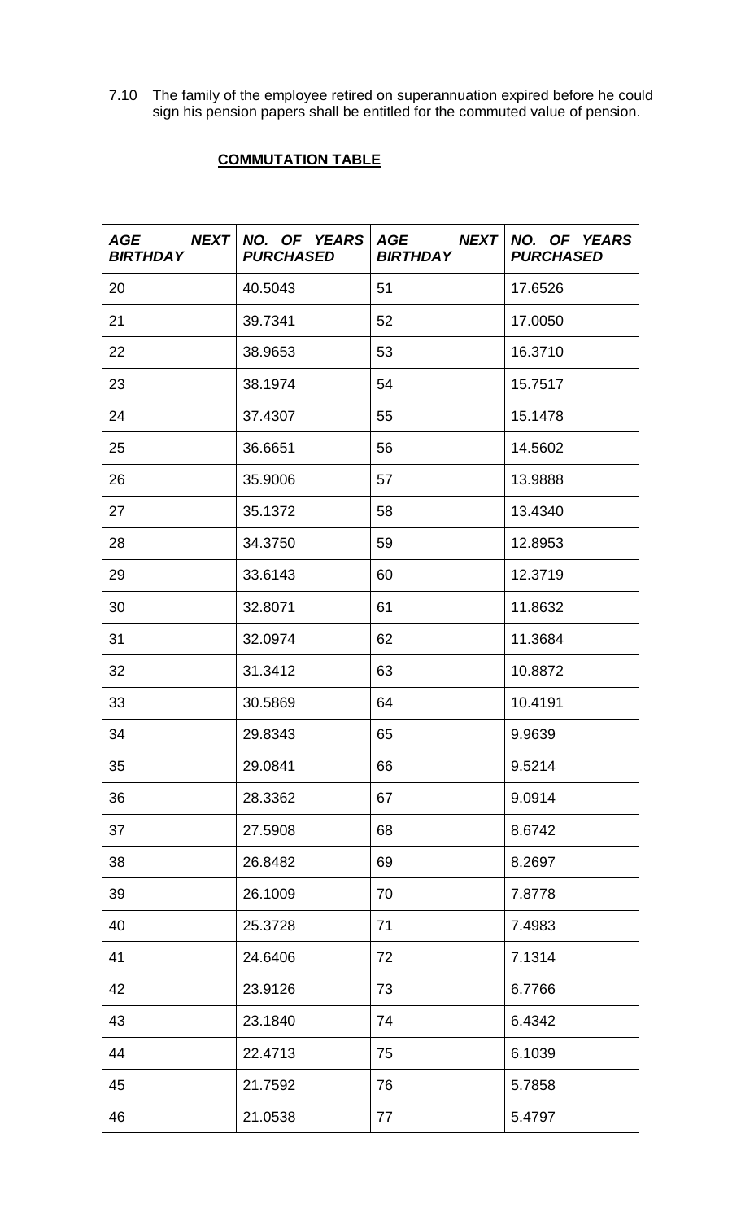7.10 The family of the employee retired on superannuation expired before he could sign his pension papers shall be entitled for the commuted value of pension.

## COMMUTATION TABLE

| ***AGE NEXT BIRTHDAY*** | ***NO. OF YEARS PURCHASED*** | ***AGE NEXT BIRTHDAY*** | ***NO. OF YEARS PURCHASED*** |
|---|---|---|---|
| 20 | 40.5043 | 51 | 17.6526 |
| 21 | 39.7341 | 52 | 17.0050 |
| 22 | 38.9653 | 53 | 16.3710 |
| 23 | 38.1974 | 54 | 15.7517 |
| 24 | 37.4307 | 55 | 15.1478 |
| 25 | 36.6651 | 56 | 14.5602 |
| 26 | 35.9006 | 57 | 13.9888 |
| 27 | 35.1372 | 58 | 13.4340 |
| 28 | 34.3750 | 59 | 12.8953 |
| 29 | 33.6143 | 60 | 12.3719 |
| 30 | 32.8071 | 61 | 11.8632 |
| 31 | 32.0974 | 62 | 11.3684 |
| 32 | 31.3412 | 63 | 10.8872 |
| 33 | 30.5869 | 64 | 10.4191 |
| 34 | 29.8343 | 65 | 9.9639 |
| 35 | 29.0841 | 66 | 9.5214 |
| 36 | 28.3362 | 67 | 9.0914 |
| 37 | 27.5908 | 68 | 8.6742 |
| 38 | 26.8482 | 69 | 8.2697 |
| 39 | 26.1009 | 70 | 7.8778 |
| 40 | 25.3728 | 71 | 7.4983 |
| 41 | 24.6406 | 72 | 7.1314 |
| 42 | 23.9126 | 73 | 6.7766 |
| 43 | 23.1840 | 74 | 6.4342 |
| 44 | 22.4713 | 75 | 6.1039 |
| 45 | 21.7592 | 76 | 5.7858 |
| 46 | 21.0538 | 77 | 5.4797 |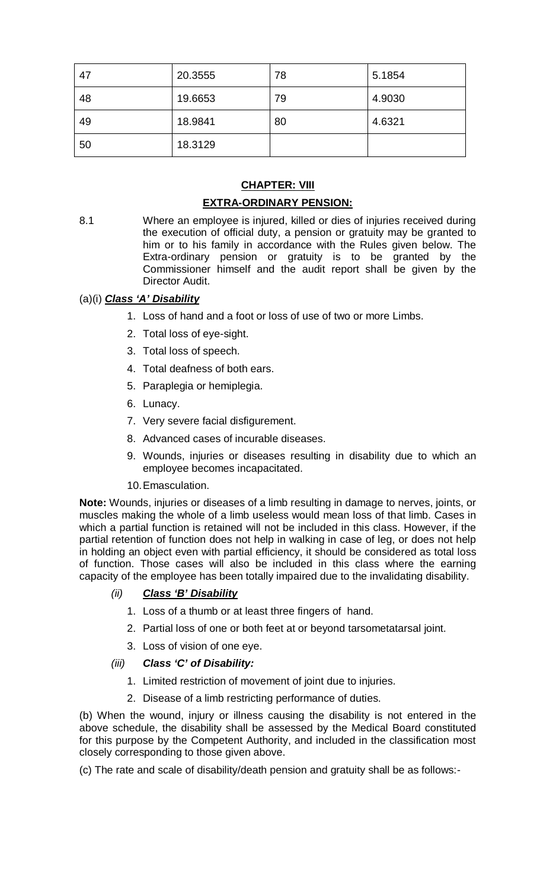| 47 | 20.3555 | 78 | 5.1854 |
|---|---|---|---|
| 48 | 19.6653 | 79 | 4.9030 |
| 49 | 18.9841 | 80 | 4.6321 |
| 50 | 18.3129 | | |

## CHAPTER: VIII

## EXTRA-ORDINARY PENSION:

8.1 Where an employee is injured, killed or dies of injuries received during the execution of official duty, a pension or gratuity may be granted to him or to his family in accordance with the Rules given below. The Extra-ordinary pension or gratuity is to be granted by the Commissioner himself and the audit report shall be given by the Director Audit.

(a)(i) ***Class 'A' Disability***

1. Loss of hand and a foot or loss of use of two or more Limbs.
2. Total loss of eye-sight.
3. Total loss of speech.
4. Total deafness of both ears.
5. Paraplegia or hemiplegia.
6. Lunacy.
7. Very severe facial disfigurement.
8. Advanced cases of incurable diseases.
9. Wounds, injuries or diseases resulting in disability due to which an employee becomes incapacitated.
10. Emasculation.

**Note:** Wounds, injuries or diseases of a limb resulting in damage to nerves, joints, or muscles making the whole of a limb useless would mean loss of that limb. Cases in which a partial function is retained will not be included in this class. However, if the partial retention of function does not help in walking in case of leg, or does not help in holding an object even with partial efficiency, it should be considered as total loss of function. Those cases will also be included in this class where the earning capacity of the employee has been totally impaired due to the invalidating disability.

*(ii)* ***Class 'B' Disability***

1. Loss of a thumb or at least three fingers of hand.
2. Partial loss of one or both feet at or beyond tarsometatarsal joint.
3. Loss of vision of one eye.

*(iii)* ***Class 'C' of Disability:***

1. Limited restriction of movement of joint due to injuries.
2. Disease of a limb restricting performance of duties.

(b) When the wound, injury or illness causing the disability is not entered in the above schedule, the disability shall be assessed by the Medical Board constituted for this purpose by the Competent Authority, and included in the classification most closely corresponding to those given above.

(c) The rate and scale of disability/death pension and gratuity shall be as follows:-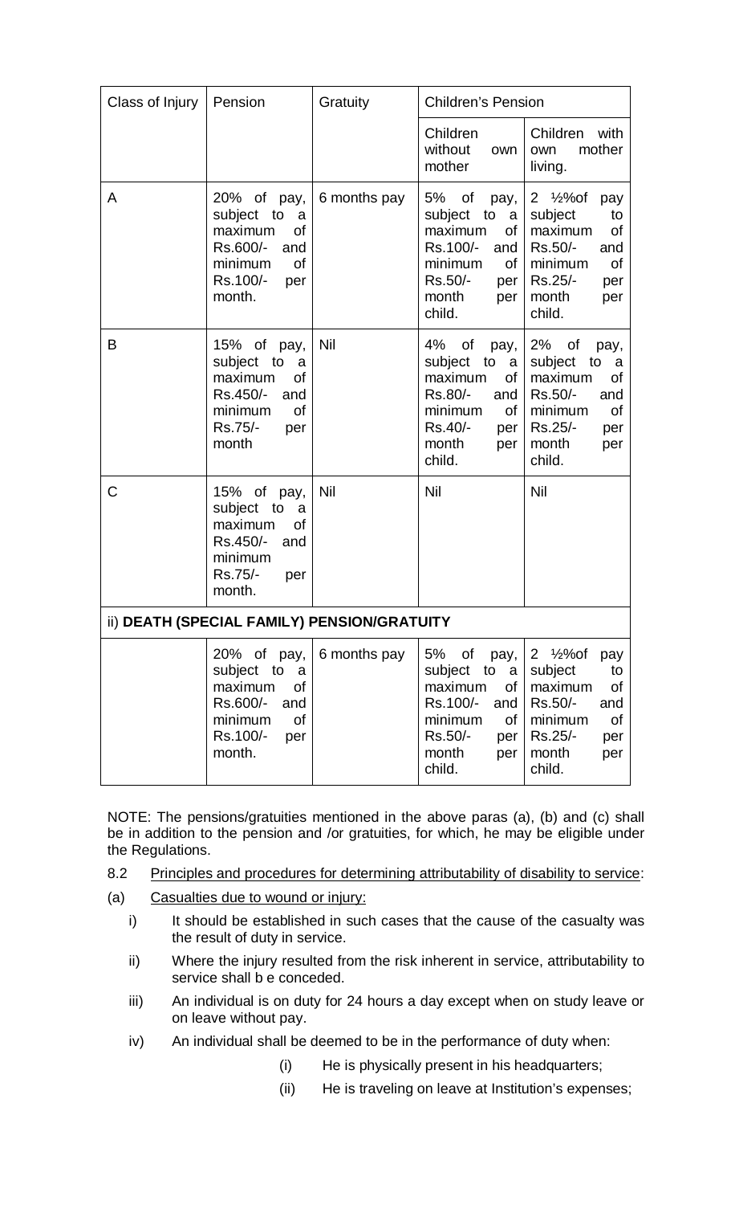| Class of Injury | Pension | Gratuity | Children's Pension | |
|---|---|---|---|---|
| | | | Children without own mother | Children with own mother living. |
| A | 20% of pay, subject to a maximum of Rs.600/- and minimum of Rs.100/- per month. | 6 months pay | 5% of pay, subject to a maximum of Rs.100/- and minimum of Rs.50/- per month per child. | 2 ½%of pay subject to maximum of Rs.50/- and minimum of Rs.25/- per month per child. |
| B | 15% of pay, subject to a maximum of Rs.450/- and minimum of Rs.75/- per month | Nil | 4% of pay, subject to a maximum of Rs.80/- and minimum of Rs.40/- per month per child. | 2% of pay, subject to a maximum of Rs.50/- and minimum of Rs.25/- per month per child. |
| C | 15% of pay, subject to a maximum of Rs.450/- and minimum Rs.75/- per month. | Nil | Nil | Nil |
| ii) **DEATH (SPECIAL FAMILY) PENSION/GRATUITY** | | | | |
| | 20% of pay, subject to a maximum of Rs.600/- and minimum of Rs.100/- per month. | 6 months pay | 5% of pay, subject to a maximum of Rs.100/- and minimum of Rs.50/- per month per child. | 2 ½%of pay subject to maximum of Rs.50/- and minimum of Rs.25/- per month per child. |

NOTE: The pensions/gratuities mentioned in the above paras (a), (b) and (c) shall be in addition to the pension and /or gratuities, for which, he may be eligible under the Regulations.

8.2 Principles and procedures for determining attributability of disability to service:

(a) Casualties due to wound or injury:

i) It should be established in such cases that the cause of the casualty was the result of duty in service.

ii) Where the injury resulted from the risk inherent in service, attributability to service shall b e conceded.

iii) An individual is on duty for 24 hours a day except when on study leave or on leave without pay.

iv) An individual shall be deemed to be in the performance of duty when:

(i) He is physically present in his headquarters;

(ii) He is traveling on leave at Institution's expenses;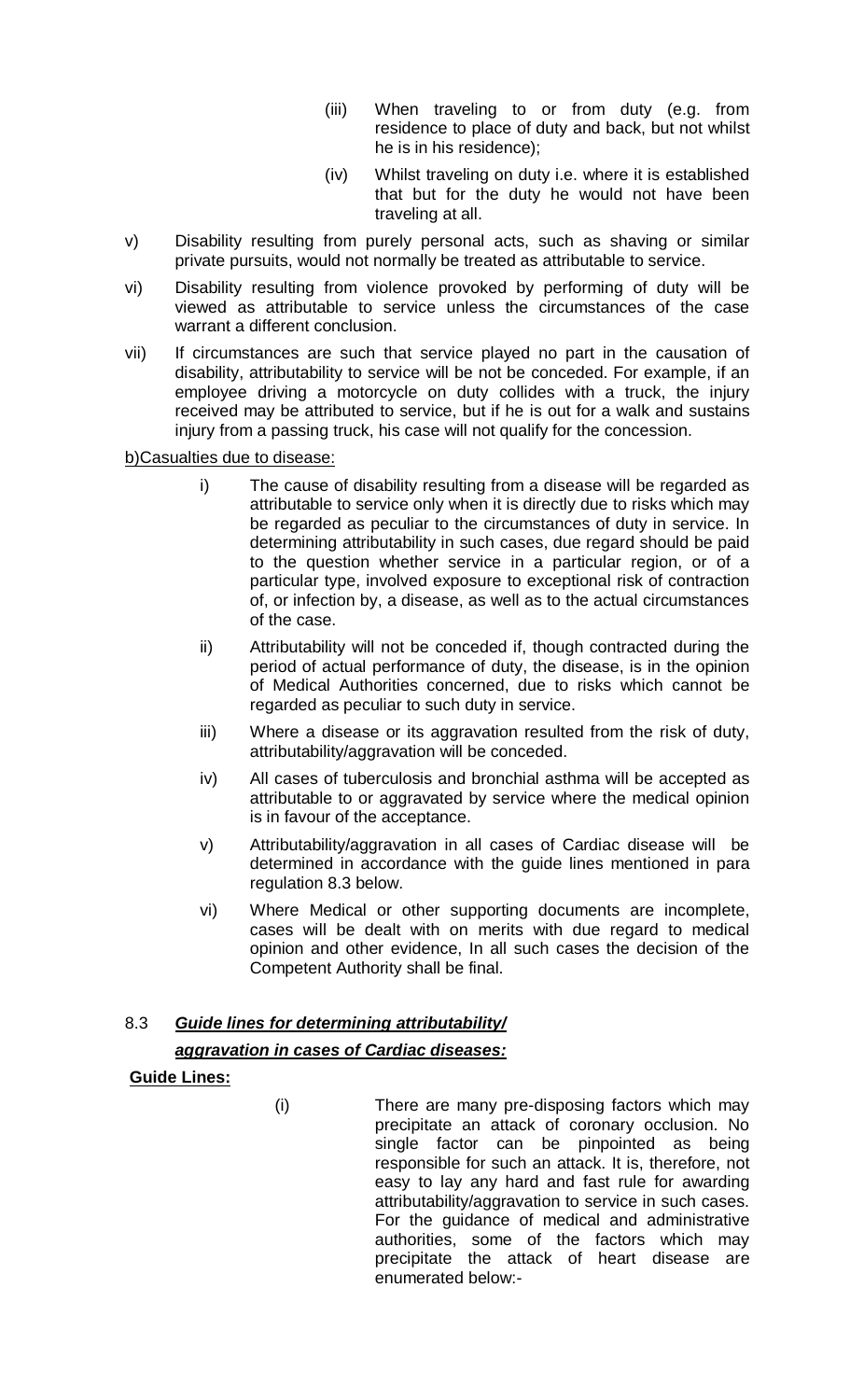(iii) When traveling to or from duty (e.g. from residence to place of duty and back, but not whilst he is in his residence);

(iv) Whilst traveling on duty i.e. where it is established that but for the duty he would not have been traveling at all.

v) Disability resulting from purely personal acts, such as shaving or similar private pursuits, would not normally be treated as attributable to service.

vi) Disability resulting from violence provoked by performing of duty will be viewed as attributable to service unless the circumstances of the case warrant a different conclusion.

vii) If circumstances are such that service played no part in the causation of disability, attributability to service will be not be conceded. For example, if an employee driving a motorcycle on duty collides with a truck, the injury received may be attributed to service, but if he is out for a walk and sustains injury from a passing truck, his case will not qualify for the concession.

b)Casualties due to disease:

i) The cause of disability resulting from a disease will be regarded as attributable to service only when it is directly due to risks which may be regarded as peculiar to the circumstances of duty in service. In determining attributability in such cases, due regard should be paid to the question whether service in a particular region, or of a particular type, involved exposure to exceptional risk of contraction of, or infection by, a disease, as well as to the actual circumstances of the case.

ii) Attributability will not be conceded if, though contracted during the period of actual performance of duty, the disease, is in the opinion of Medical Authorities concerned, due to risks which cannot be regarded as peculiar to such duty in service.

iii) Where a disease or its aggravation resulted from the risk of duty, attributability/aggravation will be conceded.

iv) All cases of tuberculosis and bronchial asthma will be accepted as attributable to or aggravated by service where the medical opinion is in favour of the acceptance.

v) Attributability/aggravation in all cases of Cardiac disease will be determined in accordance with the guide lines mentioned in para regulation 8.3 below.

vi) Where Medical or other supporting documents are incomplete, cases will be dealt with on merits with due regard to medical opinion and other evidence, In all such cases the decision of the Competent Authority shall be final.

8.3 ***Guide lines for determining attributability/ aggravation in cases of Cardiac diseases:***

**Guide Lines:**

(i) There are many pre-disposing factors which may precipitate an attack of coronary occlusion. No single factor can be pinpointed as being responsible for such an attack. It is, therefore, not easy to lay any hard and fast rule for awarding attributability/aggravation to service in such cases. For the guidance of medical and administrative authorities, some of the factors which may precipitate the attack of heart disease are enumerated below:-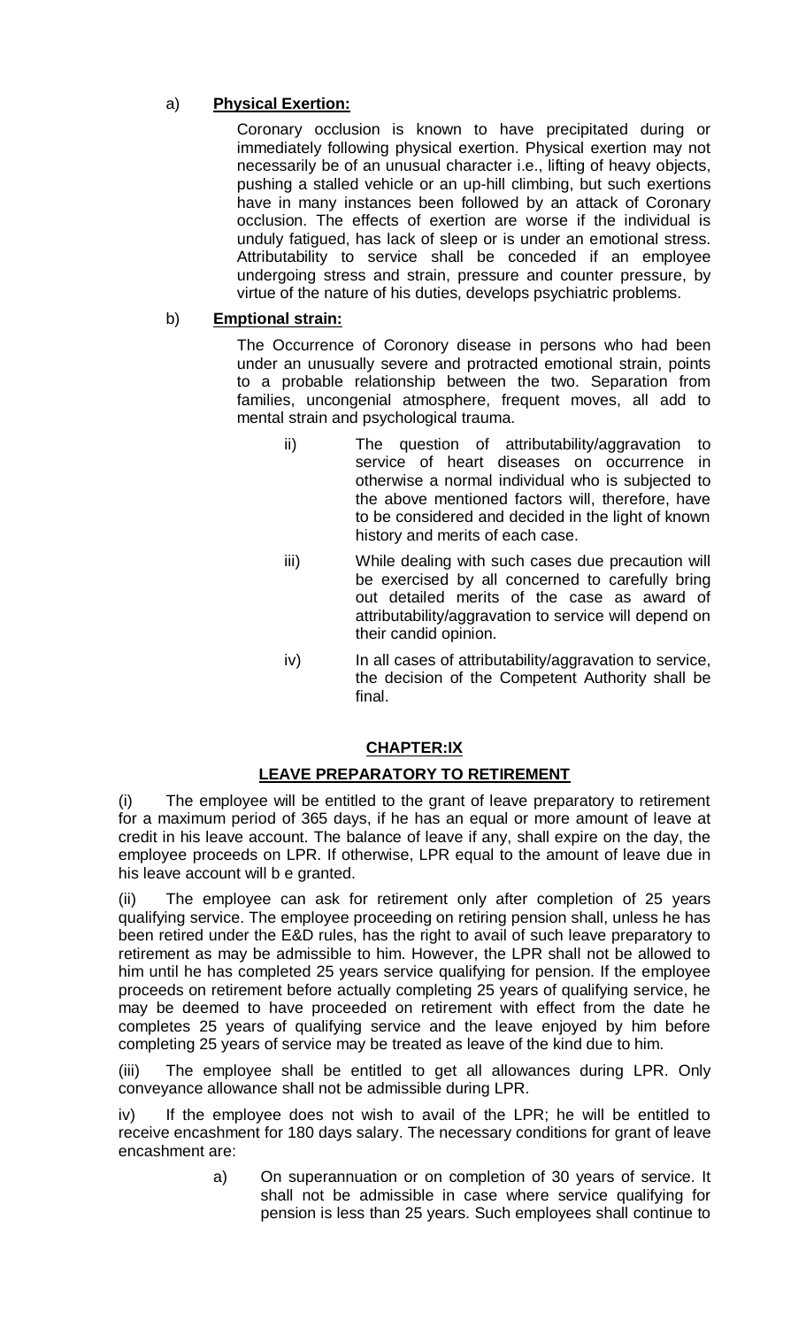a) **Physical Exertion:**

Coronary occlusion is known to have precipitated during or immediately following physical exertion. Physical exertion may not necessarily be of an unusual character i.e., lifting of heavy objects, pushing a stalled vehicle or an up-hill climbing, but such exertions have in many instances been followed by an attack of Coronary occlusion. The effects of exertion are worse if the individual is unduly fatigued, has lack of sleep or is under an emotional stress. Attributability to service shall be conceded if an employee undergoing stress and strain, pressure and counter pressure, by virtue of the nature of his duties, develops psychiatric problems.

b) **Emptional strain:**

The Occurrence of Coronory disease in persons who had been under an unusually severe and protracted emotional strain, points to a probable relationship between the two. Separation from families, uncongenial atmosphere, frequent moves, all add to mental strain and psychological trauma.

ii) The question of attributability/aggravation to service of heart diseases on occurrence in otherwise a normal individual who is subjected to the above mentioned factors will, therefore, have to be considered and decided in the light of known history and merits of each case.

iii) While dealing with such cases due precaution will be exercised by all concerned to carefully bring out detailed merits of the case as award of attributability/aggravation to service will depend on their candid opinion.

iv) In all cases of attributability/aggravation to service, the decision of the Competent Authority shall be final.

## CHAPTER:IX

## LEAVE PREPARATORY TO RETIREMENT

(i) The employee will be entitled to the grant of leave preparatory to retirement for a maximum period of 365 days, if he has an equal or more amount of leave at credit in his leave account. The balance of leave if any, shall expire on the day, the employee proceeds on LPR. If otherwise, LPR equal to the amount of leave due in his leave account will b e granted.

(ii) The employee can ask for retirement only after completion of 25 years qualifying service. The employee proceeding on retiring pension shall, unless he has been retired under the E&D rules, has the right to avail of such leave preparatory to retirement as may be admissible to him. However, the LPR shall not be allowed to him until he has completed 25 years service qualifying for pension. If the employee proceeds on retirement before actually completing 25 years of qualifying service, he may be deemed to have proceeded on retirement with effect from the date he completes 25 years of qualifying service and the leave enjoyed by him before completing 25 years of service may be treated as leave of the kind due to him.

(iii) The employee shall be entitled to get all allowances during LPR. Only conveyance allowance shall not be admissible during LPR.

iv) If the employee does not wish to avail of the LPR; he will be entitled to receive encashment for 180 days salary. The necessary conditions for grant of leave encashment are:

a) On superannuation or on completion of 30 years of service. It shall not be admissible in case where service qualifying for pension is less than 25 years. Such employees shall continue to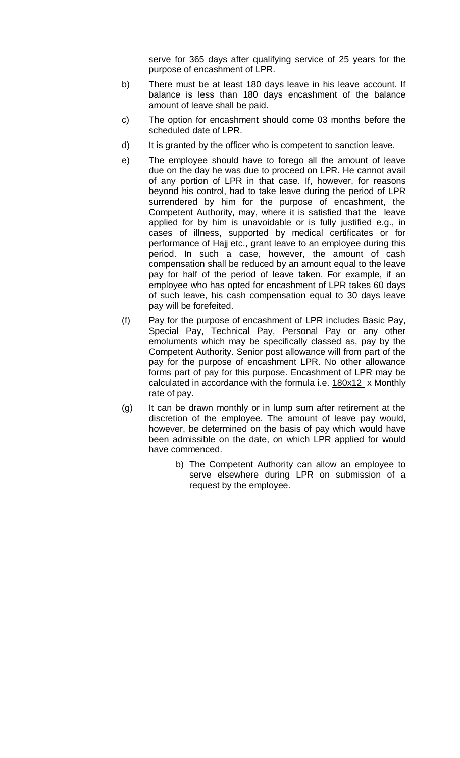serve for 365 days after qualifying service of 25 years for the purpose of encashment of LPR.

b) There must be at least 180 days leave in his leave account. If balance is less than 180 days encashment of the balance amount of leave shall be paid.

c) The option for encashment should come 03 months before the scheduled date of LPR.

d) It is granted by the officer who is competent to sanction leave.

e) The employee should have to forego all the amount of leave due on the day he was due to proceed on LPR. He cannot avail of any portion of LPR in that case. If, however, for reasons beyond his control, had to take leave during the period of LPR surrendered by him for the purpose of encashment, the Competent Authority, may, where it is satisfied that the leave applied for by him is unavoidable or is fully justified e.g., in cases of illness, supported by medical certificates or for performance of Hajj etc., grant leave to an employee during this period. In such a case, however, the amount of cash compensation shall be reduced by an amount equal to the leave pay for half of the period of leave taken. For example, if an employee who has opted for encashment of LPR takes 60 days of such leave, his cash compensation equal to 30 days leave pay will be forefeited.

(f) Pay for the purpose of encashment of LPR includes Basic Pay, Special Pay, Technical Pay, Personal Pay or any other emoluments which may be specifically classed as, pay by the Competent Authority. Senior post allowance will from part of the pay for the purpose of encashment LPR. No other allowance forms part of pay for this purpose. Encashment of LPR may be calculated in accordance with the formula i.e. 180x12 x Monthly rate of pay.

(g) It can be drawn monthly or in lump sum after retirement at the discretion of the employee. The amount of leave pay would, however, be determined on the basis of pay which would have been admissible on the date, on which LPR applied for would have commenced.

b) The Competent Authority can allow an employee to serve elsewhere during LPR on submission of a request by the employee.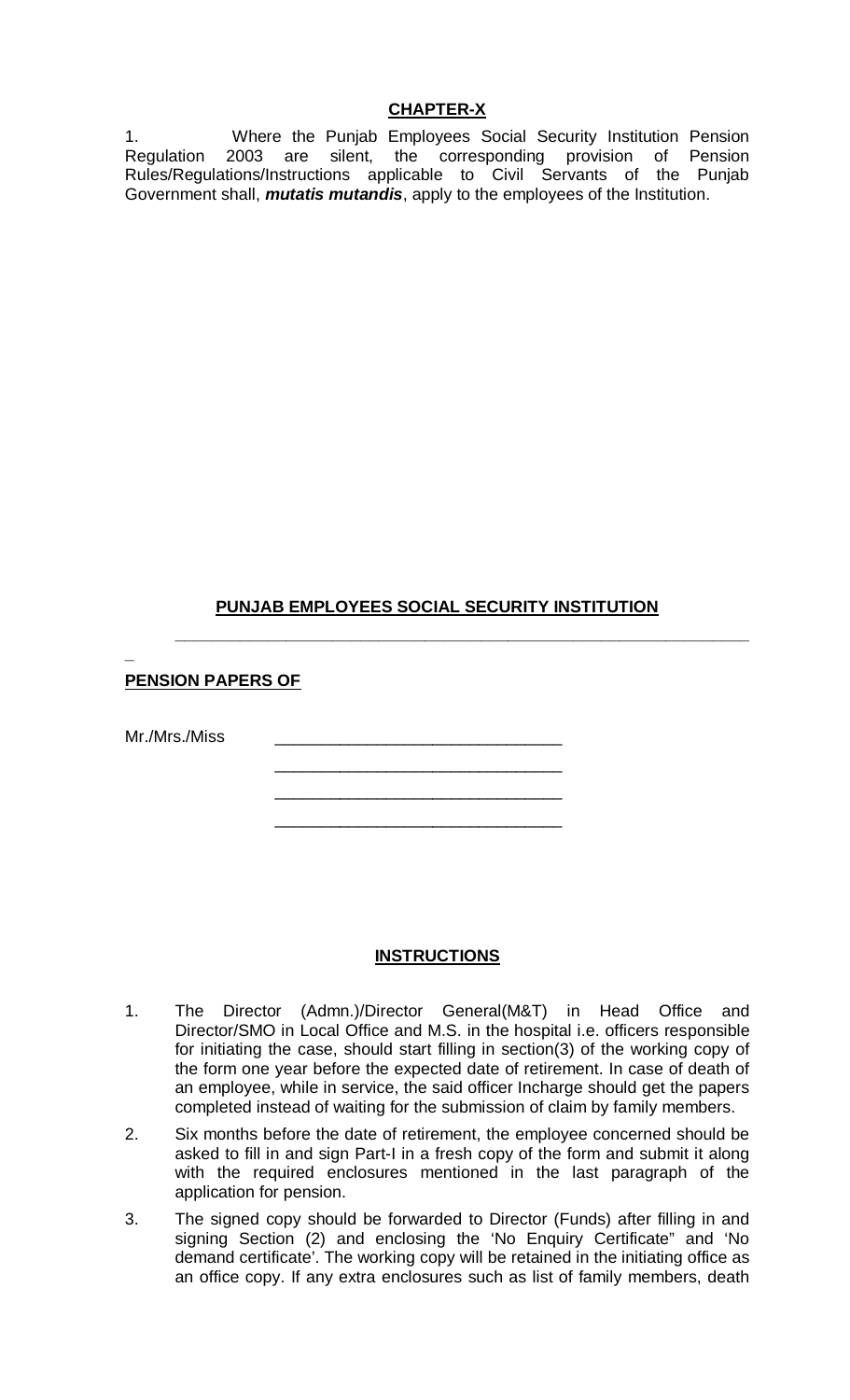## CHAPTER-X

1. Where the Punjab Employees Social Security Institution Pension Regulation 2003 are silent, the corresponding provision of Pension Rules/Regulations/Instructions applicable to Civil Servants of the Punjab Government shall, ***mutatis mutandis***, apply to the employees of the Institution.

## PUNJAB EMPLOYEES SOCIAL SECURITY INSTITUTION

---

**PENSION PAPERS OF**

Mr./Mrs./Miss ______________________________

______________________________

______________________________

______________________________

## INSTRUCTIONS

1. The Director (Admn.)/Director General(M&T) in Head Office and Director/SMO in Local Office and M.S. in the hospital i.e. officers responsible for initiating the case, should start filling in section(3) of the working copy of the form one year before the expected date of retirement. In case of death of an employee, while in service, the said officer Incharge should get the papers completed instead of waiting for the submission of claim by family members.
2. Six months before the date of retirement, the employee concerned should be asked to fill in and sign Part-I in a fresh copy of the form and submit it along with the required enclosures mentioned in the last paragraph of the application for pension.
3. The signed copy should be forwarded to Director (Funds) after filling in and signing Section (2) and enclosing the 'No Enquiry Certificate" and 'No demand certificate'. The working copy will be retained in the initiating office as an office copy. If any extra enclosures such as list of family members, death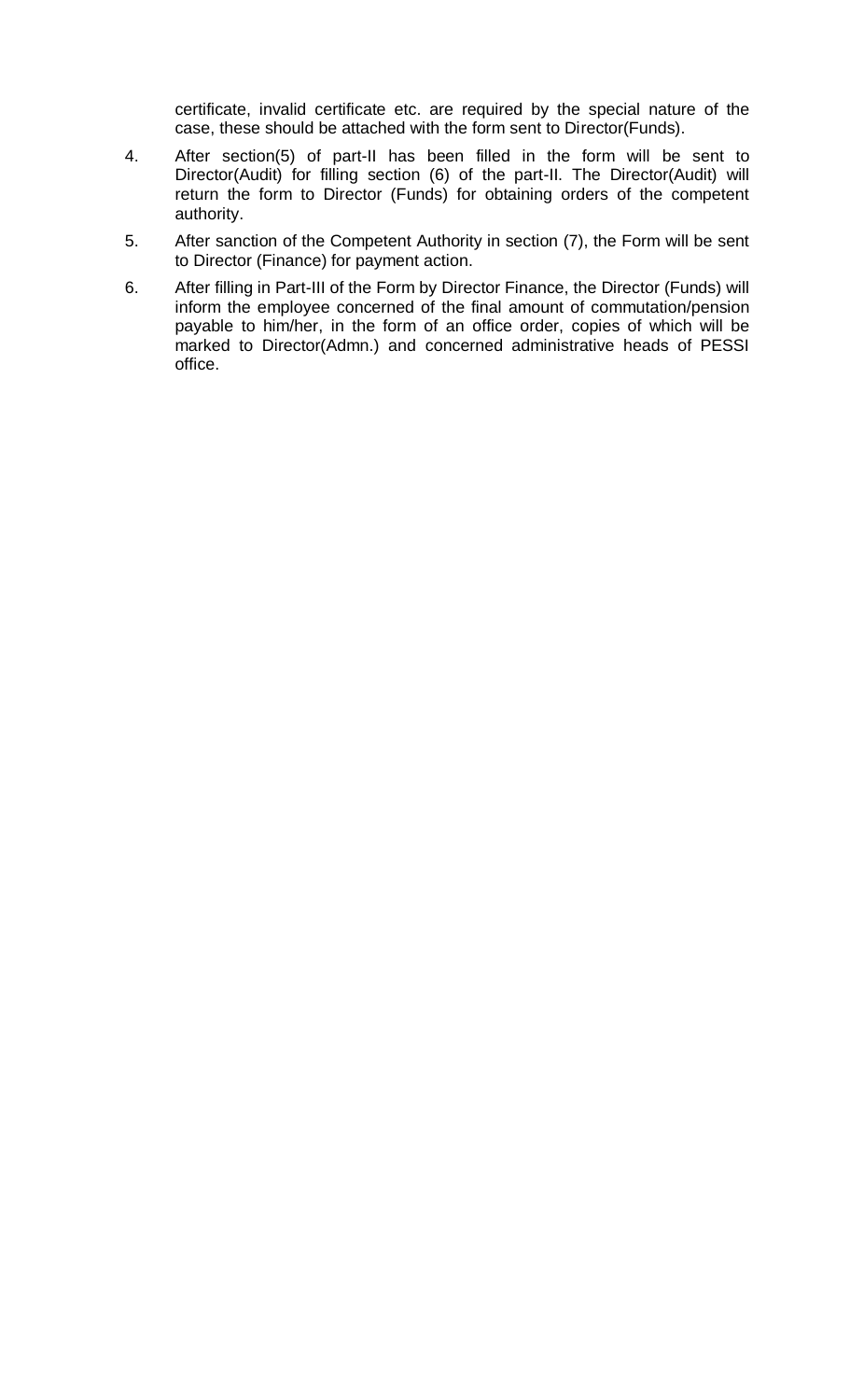certificate, invalid certificate etc. are required by the special nature of the case, these should be attached with the form sent to Director(Funds).

4. After section(5) of part-II has been filled in the form will be sent to Director(Audit) for filling section (6) of the part-II. The Director(Audit) will return the form to Director (Funds) for obtaining orders of the competent authority.

5. After sanction of the Competent Authority in section (7), the Form will be sent to Director (Finance) for payment action.

6. After filling in Part-III of the Form by Director Finance, the Director (Funds) will inform the employee concerned of the final amount of commutation/pension payable to him/her, in the form of an office order, copies of which will be marked to Director(Admn.) and concerned administrative heads of PESSI office.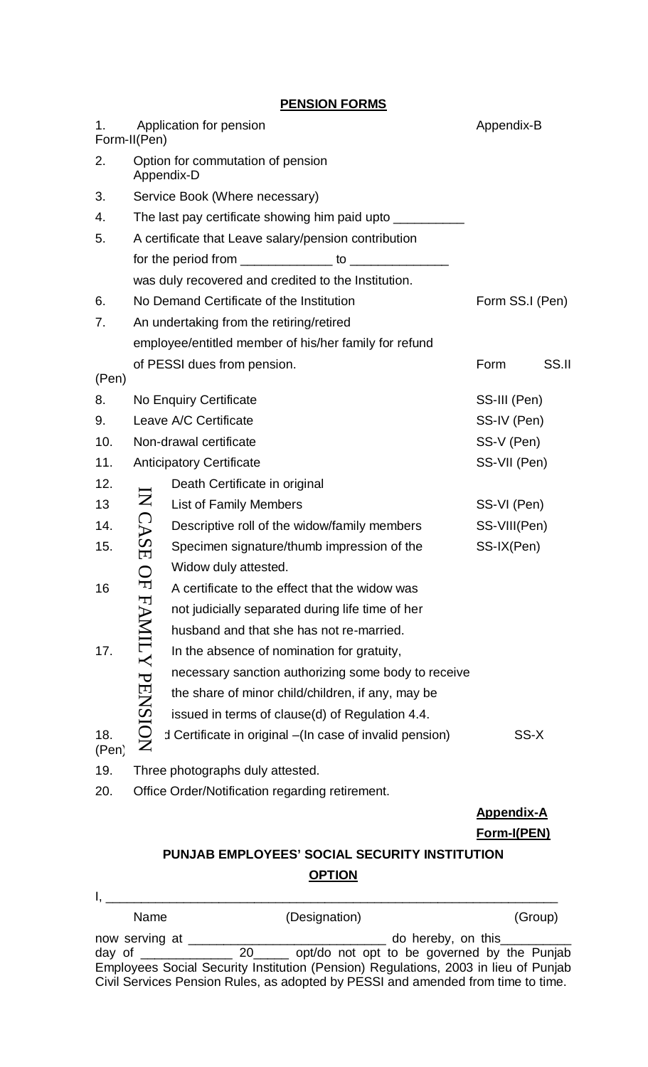## PENSION FORMS

| No. | Item | Form |
|---|---|---|
| 1. | Application for pension | Appendix-B Form-II(Pen) |
| 2. | Option for commutation of pension | Appendix-D |
| 3. | Service Book (Where necessary) | |
| 4. | The last pay certificate showing him paid upto __________ | |
| 5. | A certificate that Leave salary/pension contribution for the period from _____________ to ______________ was duly recovered and credited to the Institution. | |
| 6. | No Demand Certificate of the Institution | Form SS.I (Pen) |
| 7. | An undertaking from the retiring/retired employee/entitled member of his/her family for refund of PESSI dues from pension. | Form SS.II (Pen) |
| 8. | No Enquiry Certificate | SS-III (Pen) |
| 9. | Leave A/C Certificate | SS-IV (Pen) |
| 10. | Non-drawal certificate | SS-V (Pen) |
| 11. | Anticipatory Certificate | SS-VII (Pen) |

**IN CASE OF FAMILY PENSION**

| No. | Item | Form |
|---|---|---|
| 12. | Death Certificate in original | |
| 13 | List of Family Members | SS-VI (Pen) |
| 14. | Descriptive roll of the widow/family members | SS-VIII(Pen) |
| 15. | Specimen signature/thumb impression of the Widow duly attested. | SS-IX(Pen) |
| 16 | A certificate to the effect that the widow was not judicially separated during life time of her husband and that she has not re-married. | |
| 17. | In the absence of nomination for gratuity, necessary sanction authorizing some body to receive the share of minor child/children, if any, may be issued in terms of clause(d) of Regulation 4.4. | |
| 18. | d Certificate in original –(In case of invalid pension) | SS-X (Pen) |

| No. | Item | Form |
|---|---|---|
| 19. | Three photographs duly attested. | |
| 20. | Office Order/Notification regarding retirement. | |

**Appendix-A**

**Form-I(PEN)**

### PUNJAB EMPLOYEES' SOCIAL SECURITY INSTITUTION

**OPTION**

I, ______________________________________________________________

Name (Designation) (Group)

now serving at ____________________________ do hereby, on this__________ day of _____________ 20_____ opt/do not opt to be governed by the Punjab Employees Social Security Institution (Pension) Regulations, 2003 in lieu of Punjab Civil Services Pension Rules, as adopted by PESSI and amended from time to time.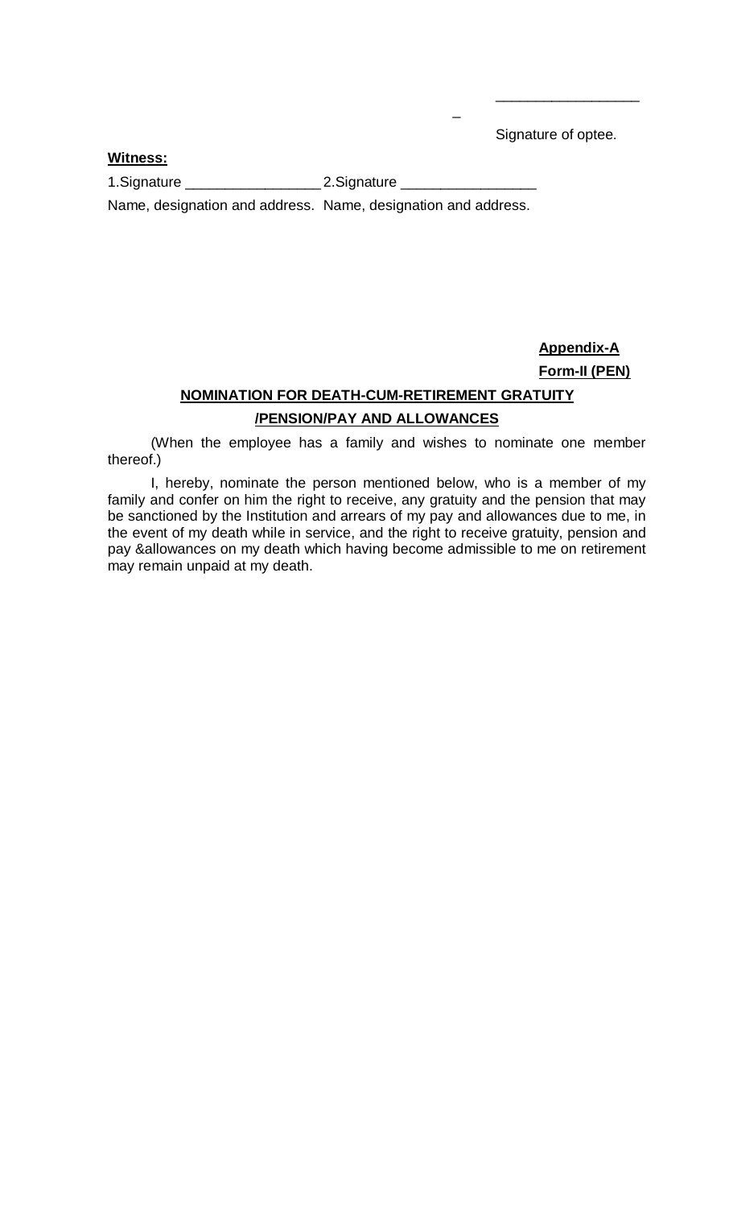\_\_\_\_\_\_\_\_\_\_\_\_\_\_\_\_\_\_

Signature of optee.

**Witness:**

1.Signature \_\_\_\_\_\_\_\_\_\_\_\_\_\_\_\_\_ 2.Signature \_\_\_\_\_\_\_\_\_\_\_\_\_\_\_\_\_

Name, designation and address. Name, designation and address.

**Appendix-A**

**Form-II (PEN)**

## NOMINATION FOR DEATH-CUM-RETIREMENT GRATUITY /PENSION/PAY AND ALLOWANCES

(When the employee has a family and wishes to nominate one member thereof.)

I, hereby, nominate the person mentioned below, who is a member of my family and confer on him the right to receive, any gratuity and the pension that may be sanctioned by the Institution and arrears of my pay and allowances due to me, in the event of my death while in service, and the right to receive gratuity, pension and pay &allowances on my death which having become admissible to me on retirement may remain unpaid at my death.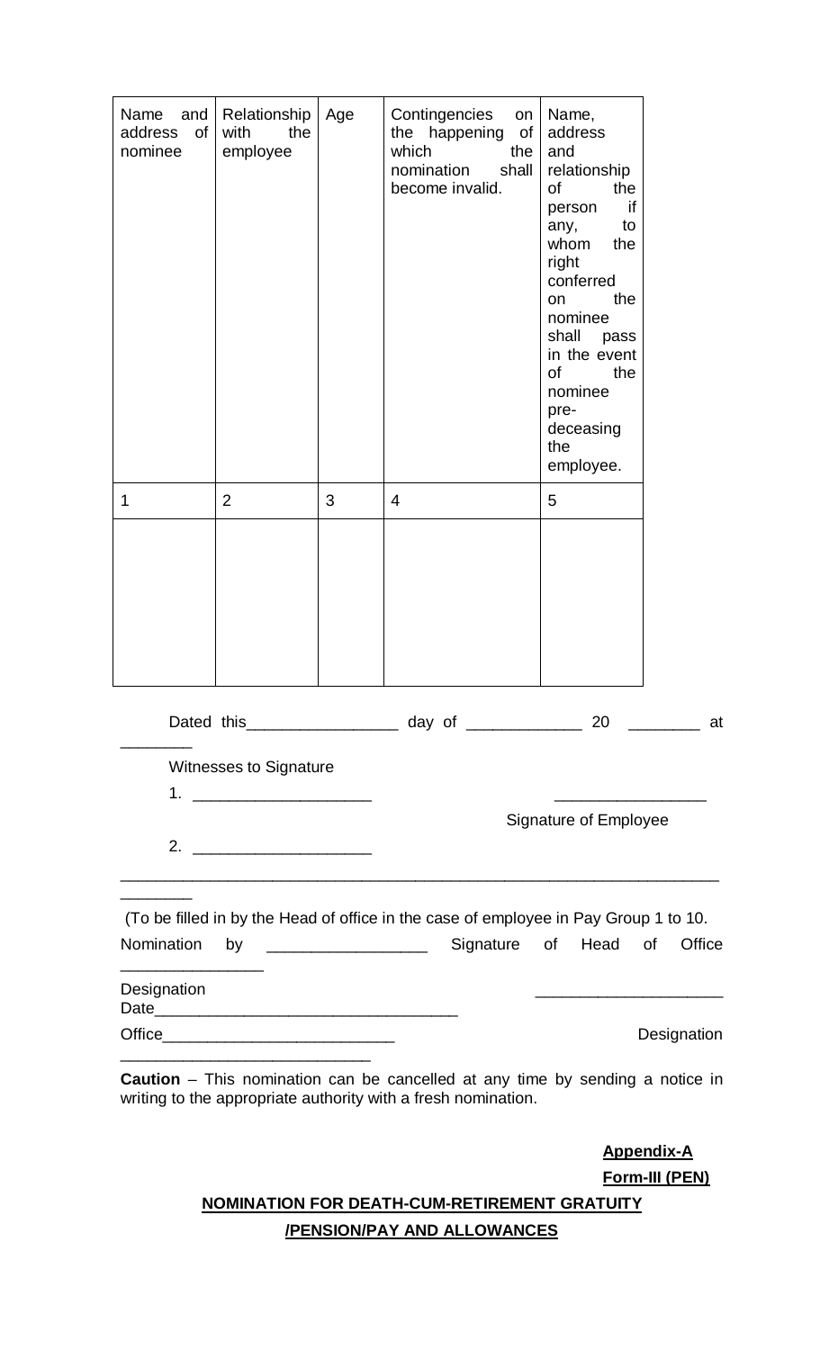| Name and address of nominee | Relationship with the employee | Age | Contingencies on the happening of which the nomination shall become invalid. | Name, address and relationship of the person if any, to whom the right conferred on the nominee shall pass in the event of the nominee pre-deceasing the employee. |
|---|---|---|---|---|
| 1 | 2 | 3 | 4 | 5 |
| | | | | |

Dated this_________________ day of _____________ 20 ________ at ________

Witnesses to Signature

1. ____________________

Signature of Employee

2. ____________________

(To be filled in by the Head of office in the case of employee in Pay Group 1 to 10.

Nomination by __________________ Signature of Head of Office ________________

Designation

Date_________________________________

Office__________________________

Designation

**Caution** – This nomination can be cancelled at any time by sending a notice in writing to the appropriate authority with a fresh nomination.

**Appendix-A**

**Form-III (PEN)**

**NOMINATION FOR DEATH-CUM-RETIREMENT GRATUITY /PENSION/PAY AND ALLOWANCES**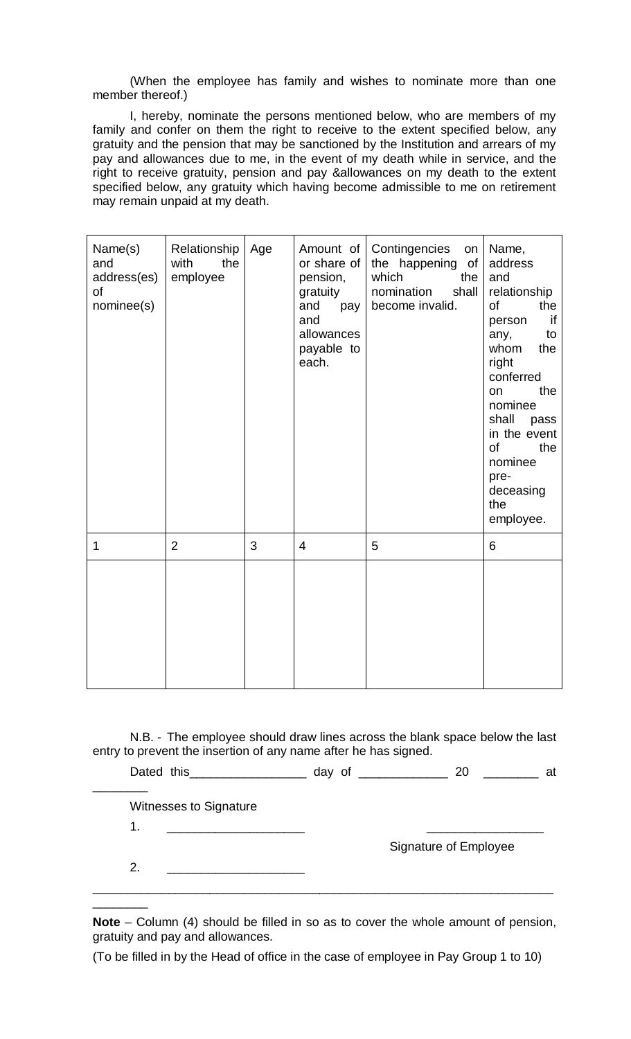(When the employee has family and wishes to nominate more than one member thereof.)

I, hereby, nominate the persons mentioned below, who are members of my family and confer on them the right to receive to the extent specified below, any gratuity and the pension that may be sanctioned by the Institution and arrears of my pay and allowances due to me, in the event of my death while in service, and the right to receive gratuity, pension and pay &allowances on my death to the extent specified below, any gratuity which having become admissible to me on retirement may remain unpaid at my death.

| Name(s) and address(es) of nominee(s) | Relationship with the employee | Age | Amount of or share of pension, gratuity and pay and allowances payable to each. | Contingencies on the happening of which the nomination shall become invalid. | Name, address and relationship of the person if any, to whom the right conferred on the nominee shall pass in the event of the nominee pre-deceasing the employee. |
|---|---|---|---|---|---|
| 1 | 2 | 3 | 4 | 5 | 6 |
| | | | | | |

N.B. - The employee should draw lines across the blank space below the last entry to prevent the insertion of any name after he has signed.

Dated this_________________ day of _____________ 20 ________ at ________

Witnesses to Signature

1. ____________________ _________________

Signature of Employee

2. ____________________

---

**Note** – Column (4) should be filled in so as to cover the whole amount of pension, gratuity and pay and allowances.

(To be filled in by the Head of office in the case of employee in Pay Group 1 to 10)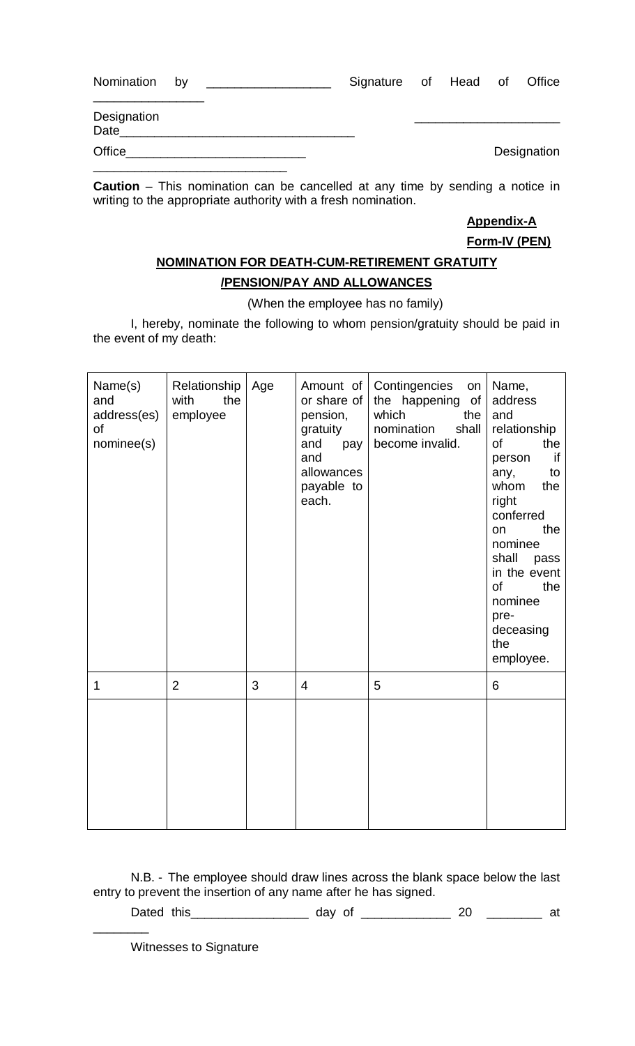Nomination by ________________ Signature of Head of Office ________________

Designation ____________________

Date_________________________________

Office__________________________ Designation ____________________________

**Caution** – This nomination can be cancelled at any time by sending a notice in writing to the appropriate authority with a fresh nomination.

**Appendix-A**

**Form-IV (PEN)**

## NOMINATION FOR DEATH-CUM-RETIREMENT GRATUITY /PENSION/PAY AND ALLOWANCES

(When the employee has no family)

I, hereby, nominate the following to whom pension/gratuity should be paid in the event of my death:

| Name(s) and address(es) of nominee(s) | Relationship with the employee | Age | Amount of or share of pension, gratuity and pay and allowances payable to each. | Contingencies on the happening of which the nomination shall become invalid. | Name, address and relationship of the person if any, to whom the right conferred on the nominee shall pass in the event of the nominee pre-deceasing the employee. |
|---|---|---|---|---|---|
| 1 | 2 | 3 | 4 | 5 | 6 |
| | | | | | |

N.B. - The employee should draw lines across the blank space below the last entry to prevent the insertion of any name after he has signed.

Dated this_________________ day of _____________ 20 ________ at ________

Witnesses to Signature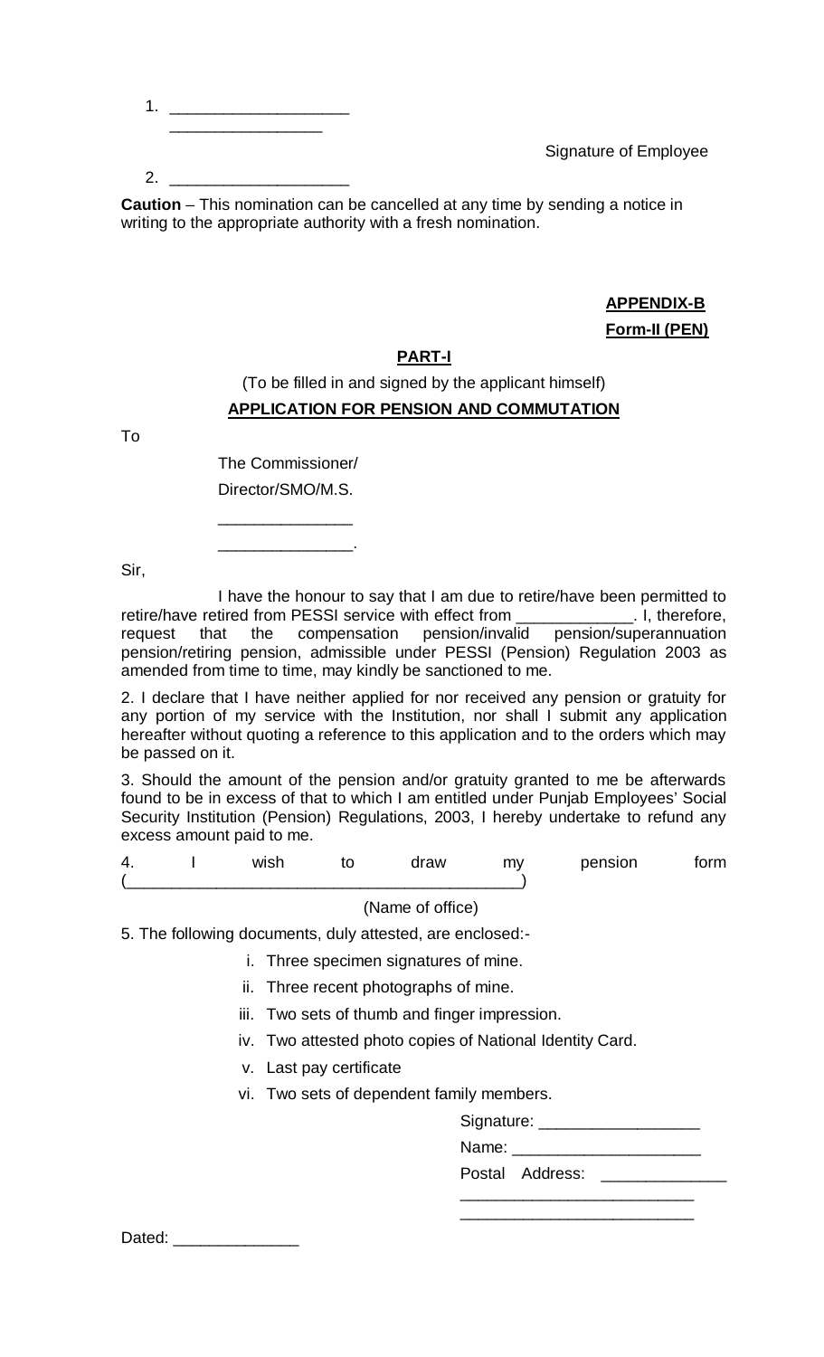1. ____________________
   _________________

Signature of Employee

2. ____________________

**Caution** – This nomination can be cancelled at any time by sending a notice in writing to the appropriate authority with a fresh nomination.

**APPENDIX-B**

**Form-II (PEN)**

**PART-I**

(To be filled in and signed by the applicant himself)

**APPLICATION FOR PENSION AND COMMUTATION**

To

The Commissioner/
Director/SMO/M.S.
_______________
_______________.

Sir,

I have the honour to say that I am due to retire/have been permitted to retire/have retired from PESSI service with effect from _____________. I, therefore, request that the compensation pension/invalid pension/superannuation pension/retiring pension, admissible under PESSI (Pension) Regulation 2003 as amended from time to time, may kindly be sanctioned to me.

2. I declare that I have neither applied for nor received any pension or gratuity for any portion of my service with the Institution, nor shall I submit any application hereafter without quoting a reference to this application and to the orders which may be passed on it.

3. Should the amount of the pension and/or gratuity granted to me be afterwards found to be in excess of that to which I am entitled under Punjab Employees' Social Security Institution (Pension) Regulations, 2003, I hereby undertake to refund any excess amount paid to me.

4. I wish to draw my pension form (_____________________________________________)

(Name of office)

5. The following documents, duly attested, are enclosed:-

i. Three specimen signatures of mine.
ii. Three recent photographs of mine.
iii. Two sets of thumb and finger impression.
iv. Two attested photo copies of National Identity Card.
v. Last pay certificate
vi. Two sets of dependent family members.

Signature: __________________
Name: _____________________
Postal Address: ______________
__________________________
__________________________

Dated: ______________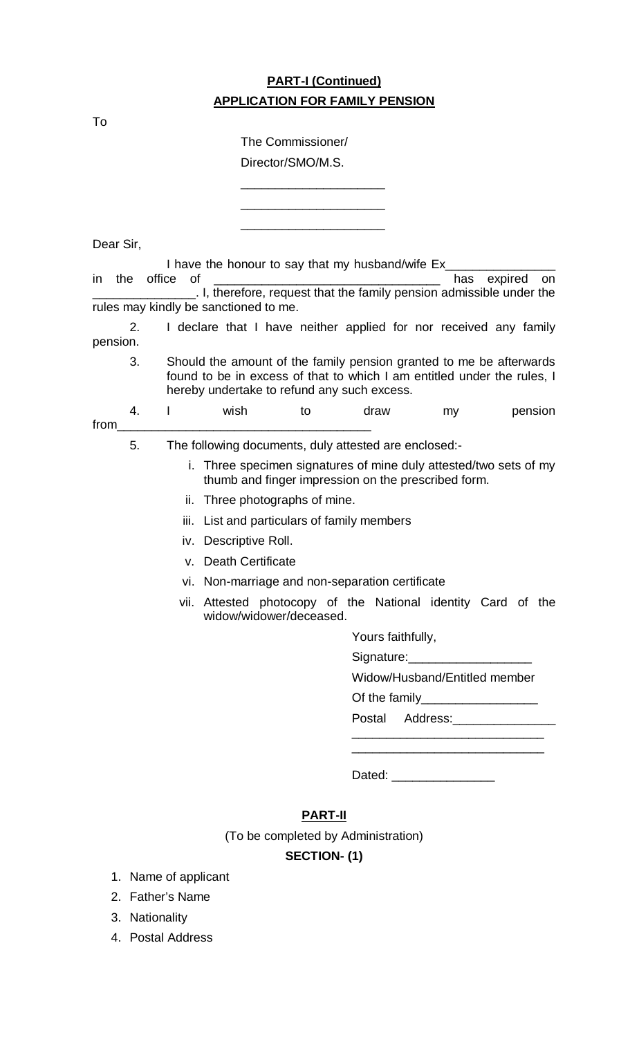## PART-I (Continued)

## APPLICATION FOR FAMILY PENSION

To

The Commissioner/

Director/SMO/M.S.

_____________________

_____________________

_____________________

Dear Sir,

I have the honour to say that my husband/wife Ex________________ in the office of __________________________________ has expired on _______________. I, therefore, request that the family pension admissible under the rules may kindly be sanctioned to me.

2. I declare that I have neither applied for nor received any family pension.

3. Should the amount of the family pension granted to me be afterwards found to be in excess of that to which I am entitled under the rules, I hereby undertake to refund any such excess.

4. I wish to draw my pension from_____________________________________

5. The following documents, duly attested are enclosed:-

   i. Three specimen signatures of mine duly attested/two sets of my thumb and finger impression on the prescribed form.
   ii. Three photographs of mine.
   iii. List and particulars of family members
   iv. Descriptive Roll.
   v. Death Certificate
   vi. Non-marriage and non-separation certificate
   vii. Attested photocopy of the National identity Card of the widow/widower/deceased.

Yours faithfully,

Signature:__________________

Widow/Husband/Entitled member

Of the family_________________

Postal Address:_______________

_____________________________

_____________________________

Dated: _______________

## PART-II

(To be completed by Administration)

### SECTION- (1)

1. Name of applicant
2. Father's Name
3. Nationality
4. Postal Address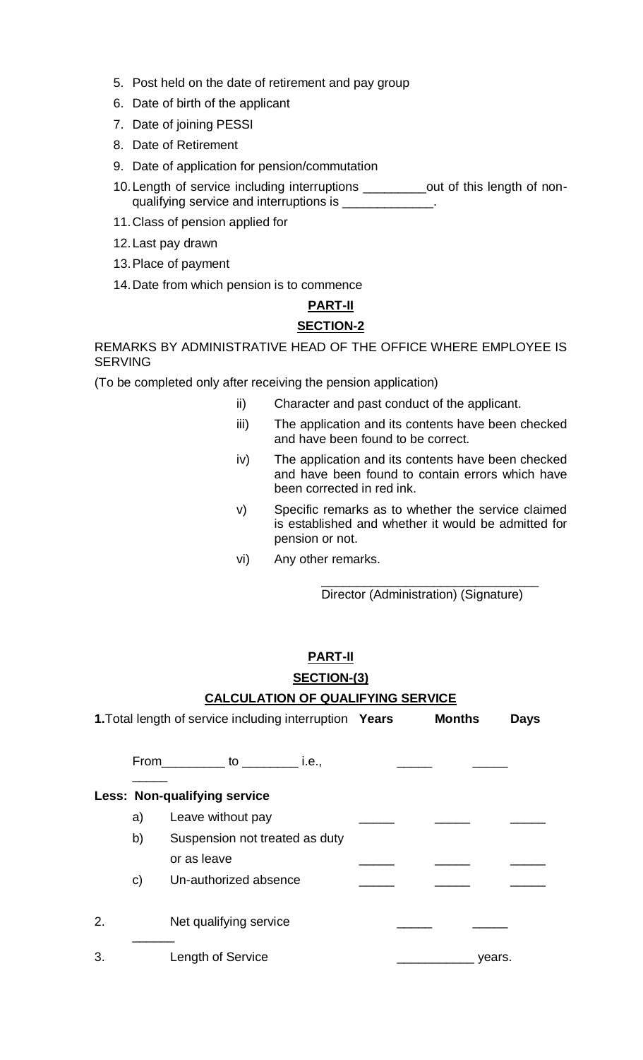5. Post held on the date of retirement and pay group
6. Date of birth of the applicant
7. Date of joining PESSI
8. Date of Retirement
9. Date of application for pension/commutation
10. Length of service including interruptions _________out of this length of non-qualifying service and interruptions is _____________.
11. Class of pension applied for
12. Last pay drawn
13. Place of payment
14. Date from which pension is to commence

**PART-II**

**SECTION-2**

REMARKS BY ADMINISTRATIVE HEAD OF THE OFFICE WHERE EMPLOYEE IS SERVING

(To be completed only after receiving the pension application)

ii) Character and past conduct of the applicant.

iii) The application and its contents have been checked and have been found to be correct.

iv) The application and its contents have been checked and have been found to contain errors which have been corrected in red ink.

v) Specific remarks as to whether the service claimed is established and whether it would be admitted for pension or not.

vi) Any other remarks.

_______________________________
Director (Administration) (Signature)

**PART-II**

**SECTION-(3)**

**CALCULATION OF QUALIFYING SERVICE**

| | | Years | Months | Days |
|---|---|---|---|---|
| **1.** | Total length of service including interruption | | | |
| | From_________ to ________ i.e., | _____ | _____ | _____ |
| **Less: Non-qualifying service** | | | | |
| a) | Leave without pay | _____ | _____ | _____ |
| b) | Suspension not treated as duty or as leave | _____ | _____ | _____ |
| c) | Un-authorized absence | _____ | _____ | _____ |
| 2. | Net qualifying service | _____ | _____ | ______ |
| 3. | Length of Service | ___________ years. | | |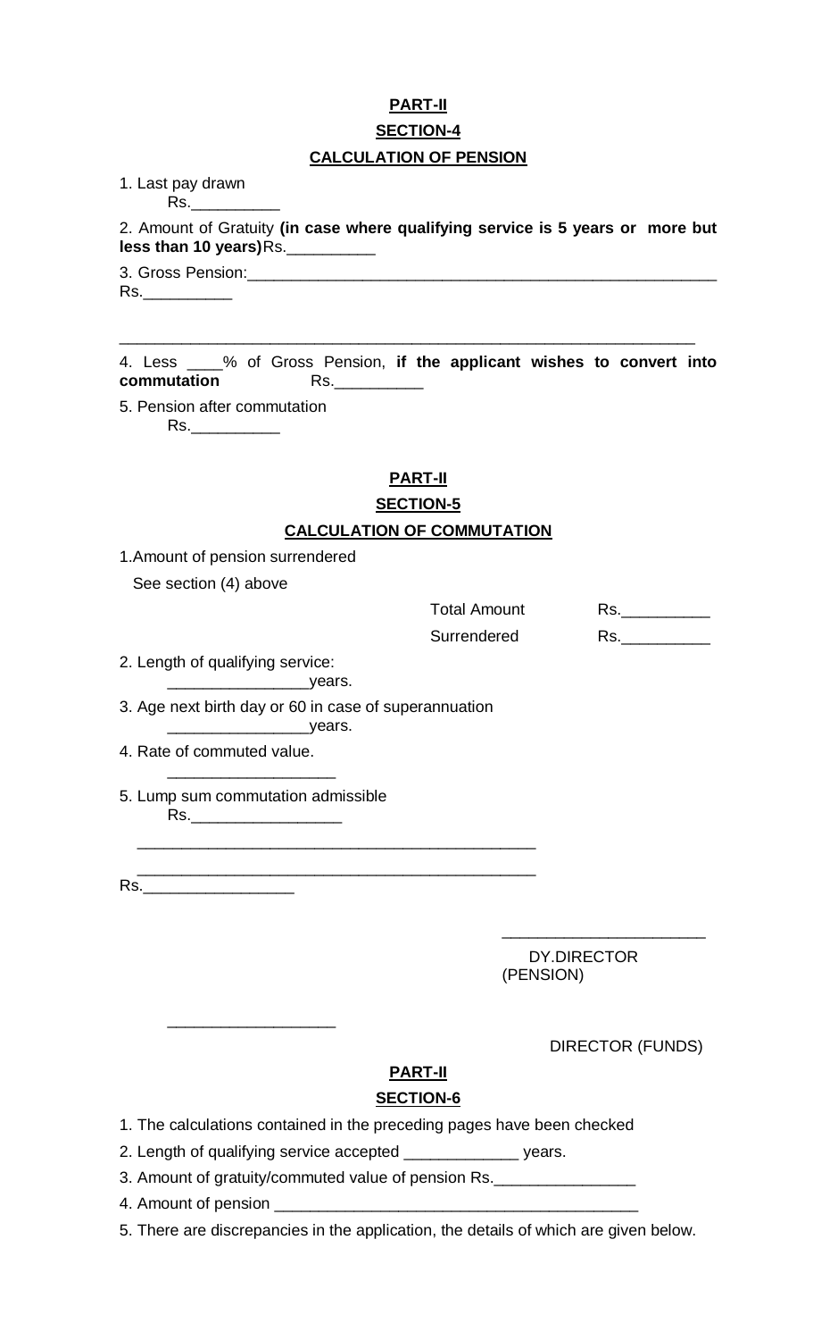**PART-II**

**SECTION-4**

**CALCULATION OF PENSION**

1. Last pay drawn
   Rs.__________

2. Amount of Gratuity **(in case where qualifying service is 5 years or more but less than 10 years)** Rs.__________

3. Gross Pension:_______________________________________________________
   Rs.__________

_______________________________________________________________________

4. Less ____% of Gross Pension, **if the applicant wishes to convert into commutation** Rs.__________

5. Pension after commutation
   Rs.__________

**PART-II**

**SECTION-5**

**CALCULATION OF COMMUTATION**

1. Amount of pension surrendered
   See section (4) above

| | | |
|---|---|---|
| | Total Amount | Rs.__________ |
| | Surrendered | Rs.__________ |

2. Length of qualifying service:
   ________________years.

3. Age next birth day or 60 in case of superannuation
   ________________years.

4. Rate of commuted value.
   ___________________

5. Lump sum commutation admissible
   Rs._________________

_______________________________________________

_______________________________________________

Rs._________________

_______________________
DY.DIRECTOR (PENSION)

___________________
DIRECTOR (FUNDS)

**PART-II**

**SECTION-6**

1. The calculations contained in the preceding pages have been checked
2. Length of qualifying service accepted _____________ years.
3. Amount of gratuity/commuted value of pension Rs.________________
4. Amount of pension _________________________________________
5. There are discrepancies in the application, the details of which are given below.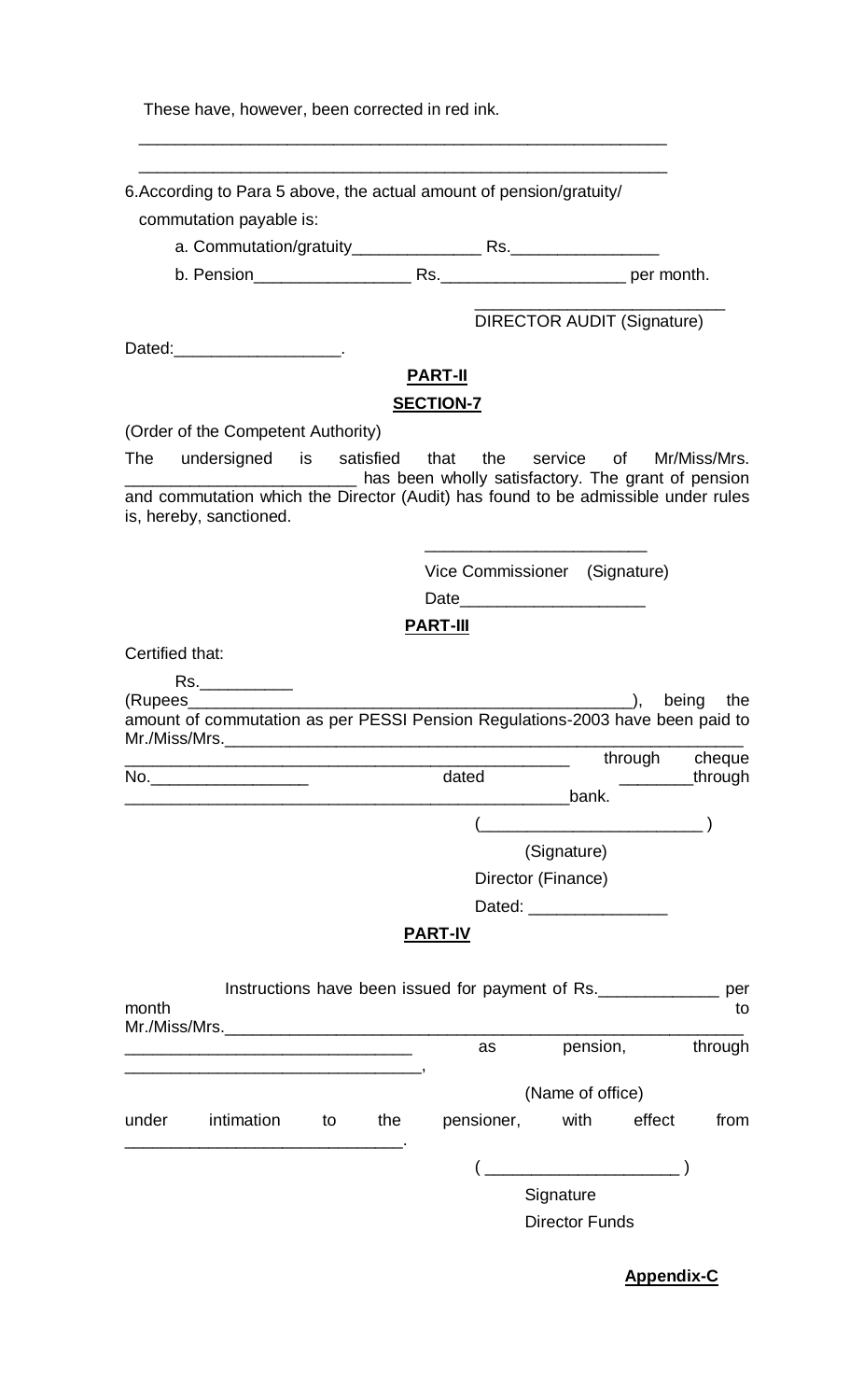These have, however, been corrected in red ink.

___________________________________________________________

___________________________________________________________

6. According to Para 5 above, the actual amount of pension/gratuity/ commutation payable is:

a. Commutation/gratuity______________ Rs.________________

b. Pension_________________ Rs.____________________ per month.

___________________________
DIRECTOR AUDIT (Signature)

Dated:__________________.

**PART-II**

**SECTION-7**

(Order of the Competent Authority)

The undersigned is satisfied that the service of Mr/Miss/Mrs. ________________________ has been wholly satisfactory. The grant of pension and commutation which the Director (Audit) has found to be admissible under rules is, hereby, sanctioned.

________________________
Vice Commissioner (Signature)

Date____________________

**PART-III**

Certified that:

Rs.__________ (Rupees__________________________________________________), being the amount of commutation as per PESSI Pension Regulations-2003 have been paid to Mr./Miss/Mrs.____________________________________________________________ ______________________________________________ through cheque No.__________________ dated ________through ________________________________________________bank.

(________________________ )

(Signature)

Director (Finance)

Dated: _______________

**PART-IV**

Instructions have been issued for payment of Rs._____________ per month to Mr./Miss/Mrs.____________________________________________________________ ______________________________ as pension, through ________________________________,

(Name of office)

under intimation to the pensioner, with effect from ______________________________.

( ____________________ )

Signature

Director Funds

**Appendix-C**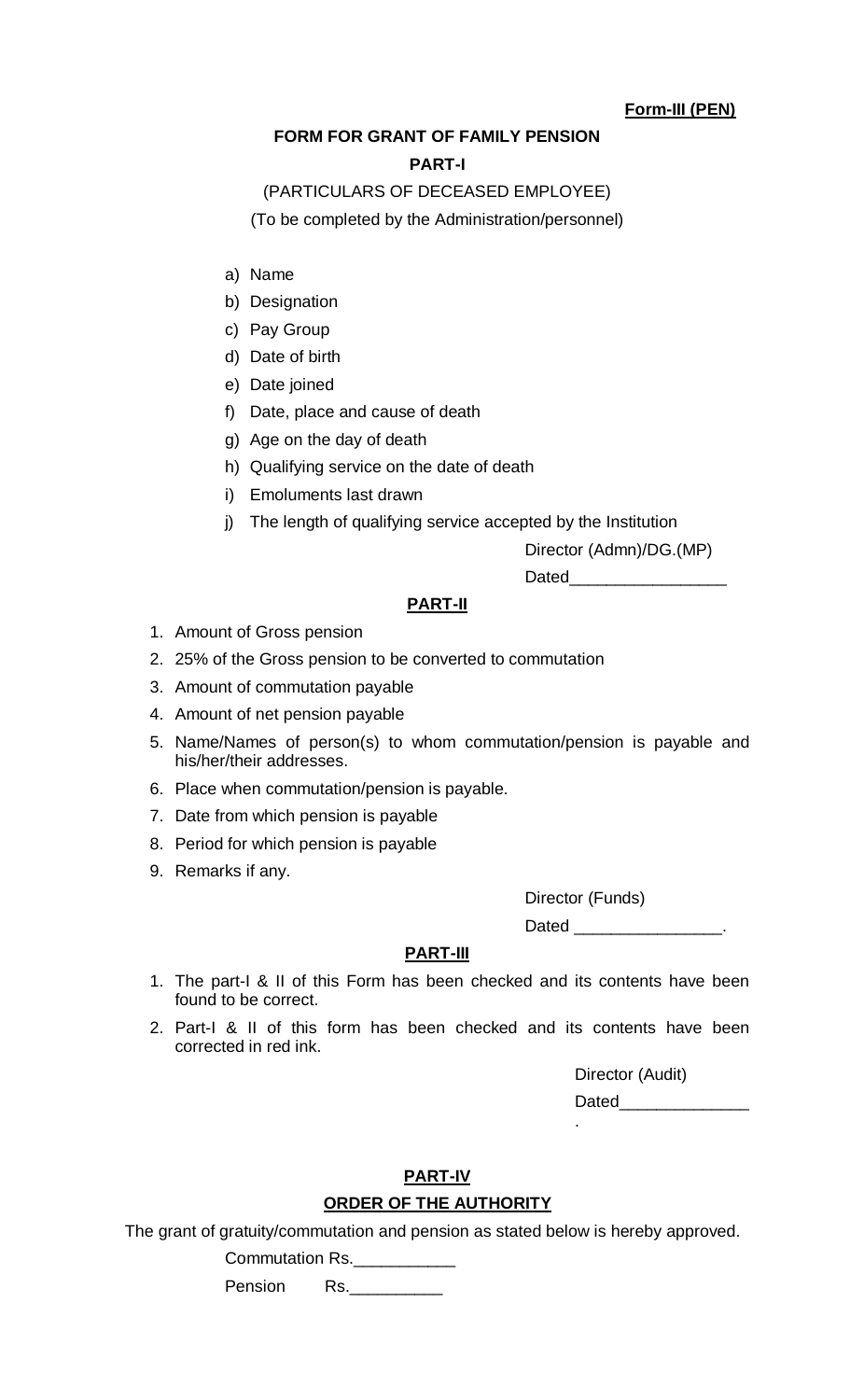**Form-III (PEN)**

**FORM FOR GRANT OF FAMILY PENSION**

**PART-I**

(PARTICULARS OF DECEASED EMPLOYEE)

(To be completed by the Administration/personnel)

a) Name
b) Designation
c) Pay Group
d) Date of birth
e) Date joined
f) Date, place and cause of death
g) Age on the day of death
h) Qualifying service on the date of death
i) Emoluments last drawn
j) The length of qualifying service accepted by the Institution

Director (Admn)/DG.(MP)

Dated_________________

**PART-II**

1. Amount of Gross pension
2. 25% of the Gross pension to be converted to commutation
3. Amount of commutation payable
4. Amount of net pension payable
5. Name/Names of person(s) to whom commutation/pension is payable and his/her/their addresses.
6. Place when commutation/pension is payable.
7. Date from which pension is payable
8. Period for which pension is payable
9. Remarks if any.

Director (Funds)

Dated ________________.

**PART-III**

1. The part-I & II of this Form has been checked and its contents have been found to be correct.
2. Part-I & II of this form has been checked and its contents have been corrected in red ink.

Director (Audit)

Dated______________
.

**PART-IV**

**ORDER OF THE AUTHORITY**

The grant of gratuity/commutation and pension as stated below is hereby approved.

Commutation Rs.___________

Pension Rs.__________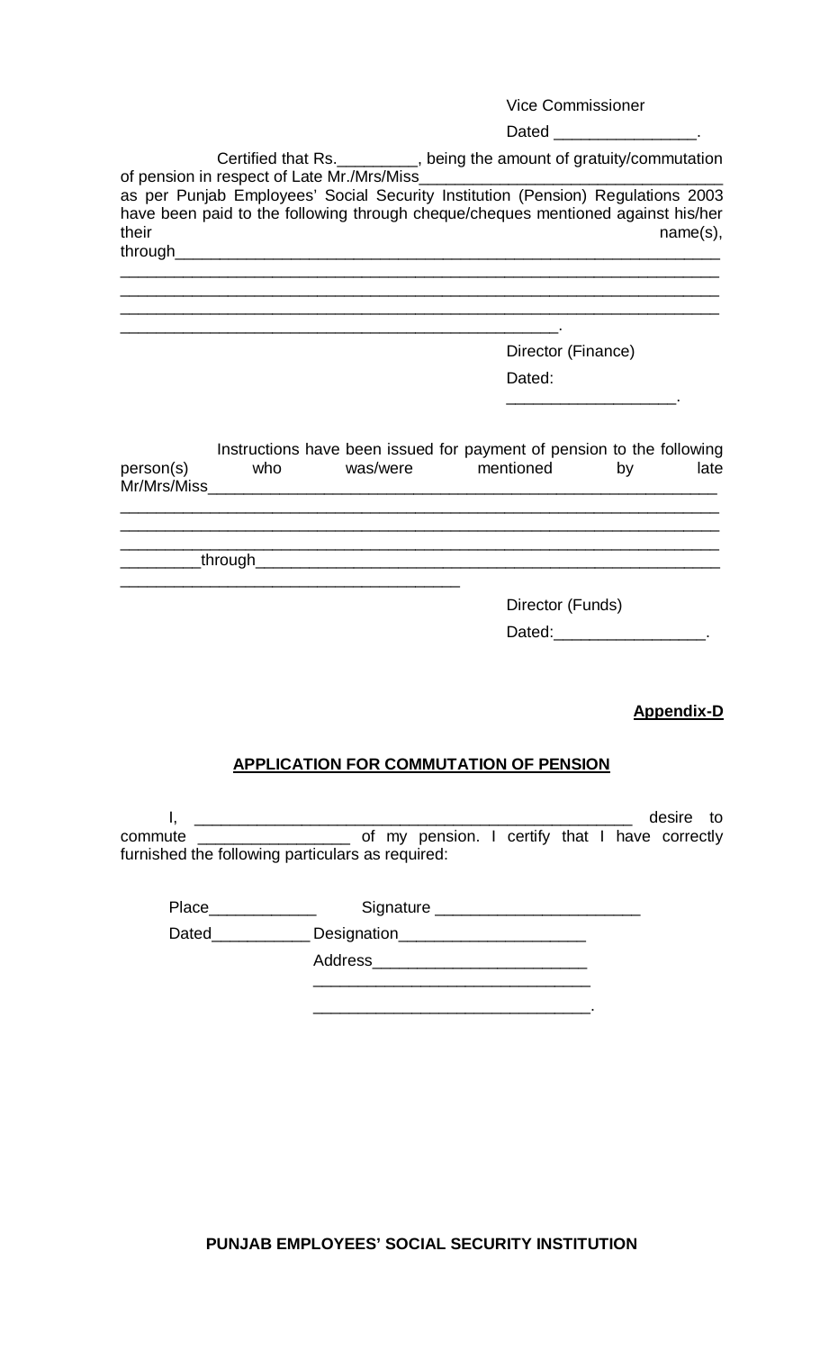Vice Commissioner

Dated ________________.

Certified that Rs._________, being the amount of gratuity/commutation of pension in respect of Late Mr./Mrs/Miss_________________________________ as per Punjab Employees' Social Security Institution (Pension) Regulations 2003 have been paid to the following through cheque/cheques mentioned against his/her their name(s), through______________________________________________________________
_____________________________________________________________________
_____________________________________________________________________
_____________________________________________________________________
____________________________________________________.

Director (Finance)

Dated: ___________________.

Instructions have been issued for payment of pension to the following person(s) who was/were mentioned by late Mr/Mrs/Miss__________________________________________________________
_____________________________________________________________________
_____________________________________________________________________
_____________________________________________________________________
_________through_______________________________________________________
________________________________________

Director (Funds)

Dated:_________________.

**Appendix-D**

## APPLICATION FOR COMMUTATION OF PENSION

I, __________________________________________________ desire to commute _________________ of my pension. I certify that I have correctly furnished the following particulars as required:

Place____________ Signature _______________________

Dated___________ Designation_____________________

Address________________________
_______________________________
_______________________________.

PUNJAB EMPLOYEES' SOCIAL SECURITY INSTITUTION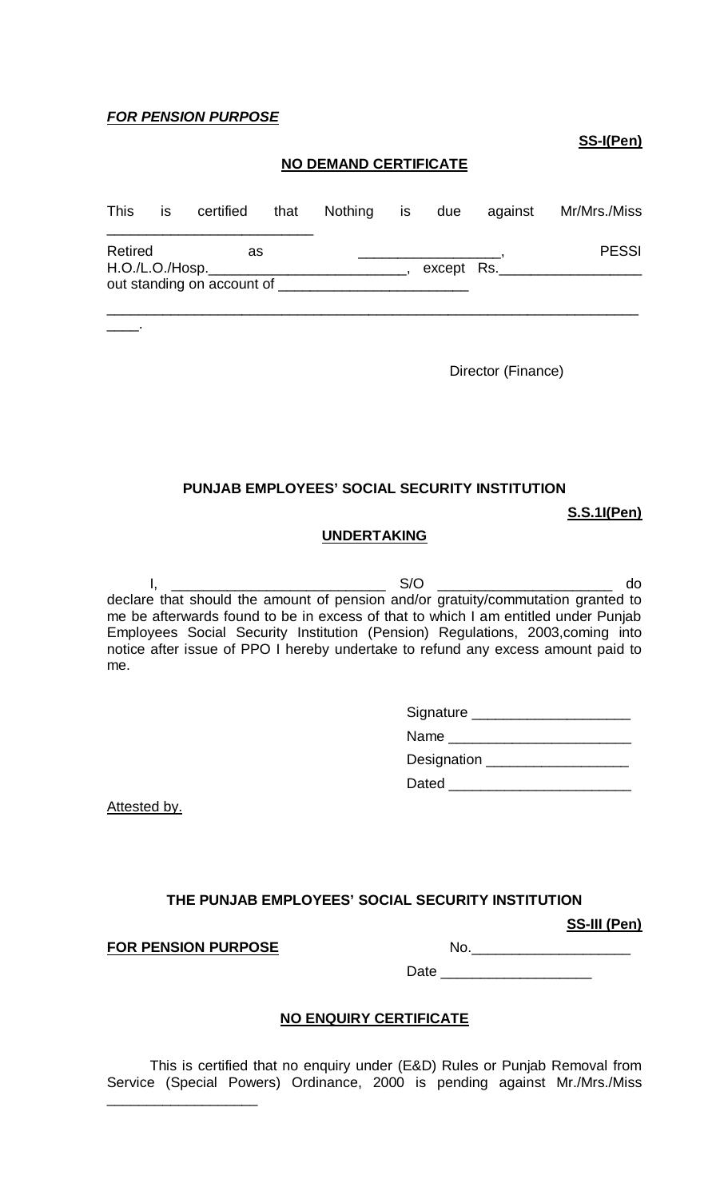***FOR PENSION PURPOSE***

**SS-I(Pen)**

**NO DEMAND CERTIFICATE**

This is certified that Nothing is due against Mr/Mrs./Miss __________________________ Retired as __________________, PESSI H.O./L.O./Hosp.__________________________, except Rs.__________________ out standing on account of ________________________ ______________________________________________________________________ ____.

Director (Finance)

**PUNJAB EMPLOYEES' SOCIAL SECURITY INSTITUTION**

**S.S.1I(Pen)**

**UNDERTAKING**

I, ___________________________ S/O ______________________ do declare that should the amount of pension and/or gratuity/commutation granted to me be afterwards found to be in excess of that to which I am entitled under Punjab Employees Social Security Institution (Pension) Regulations, 2003,coming into notice after issue of PPO I hereby undertake to refund any excess amount paid to me.

Signature ____________________

Name _______________________

Designation __________________

Dated _______________________

Attested by.

**THE PUNJAB EMPLOYEES' SOCIAL SECURITY INSTITUTION**

**SS-III (Pen)**

**FOR PENSION PURPOSE**

No.____________________

Date ___________________

**NO ENQUIRY CERTIFICATE**

This is certified that no enquiry under (E&D) Rules or Punjab Removal from Service (Special Powers) Ordinance, 2000 is pending against Mr./Mrs./Miss ___________________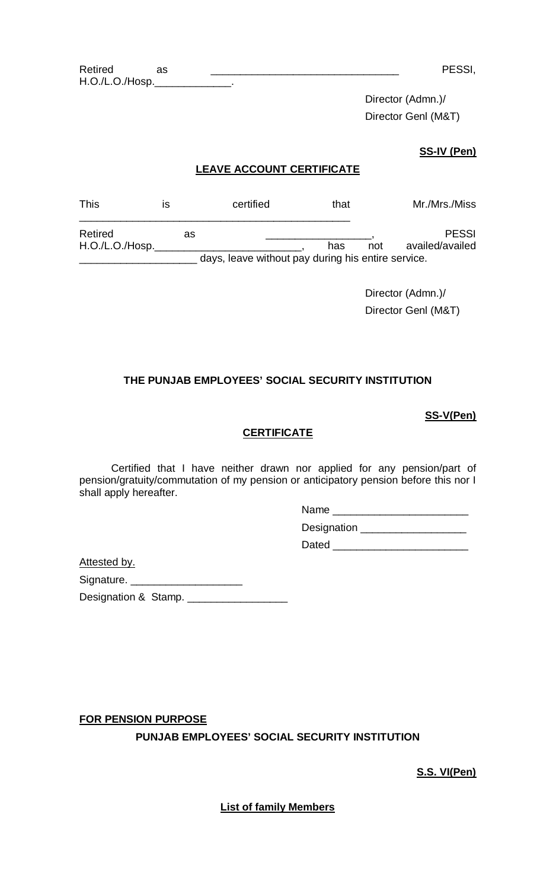Retired as ______________________________ PESSI, H.O./L.O./Hosp.______________.

Director (Admn.)/
Director Genl (M&T)

**SS-IV (Pen)**

**LEAVE ACCOUNT CERTIFICATE**

This is certified that Mr./Mrs./Miss _______________________________________________ Retired as __________________, PESSI H.O./L.O./Hosp.__________________________, has not availed/availed ____________________ days, leave without pay during his entire service.

Director (Admn.)/
Director Genl (M&T)

**THE PUNJAB EMPLOYEES' SOCIAL SECURITY INSTITUTION**

**SS-V(Pen)**

**CERTIFICATE**

Certified that I have neither drawn nor applied for any pension/part of pension/gratuity/commutation of my pension or anticipatory pension before this nor I shall apply hereafter.

Name _______________________

Designation __________________

Dated _______________________

Attested by.

Signature. ___________________

Designation & Stamp. _________________

**FOR PENSION PURPOSE**

**PUNJAB EMPLOYEES' SOCIAL SECURITY INSTITUTION**

**S.S. VI(Pen)**

**List of family Members**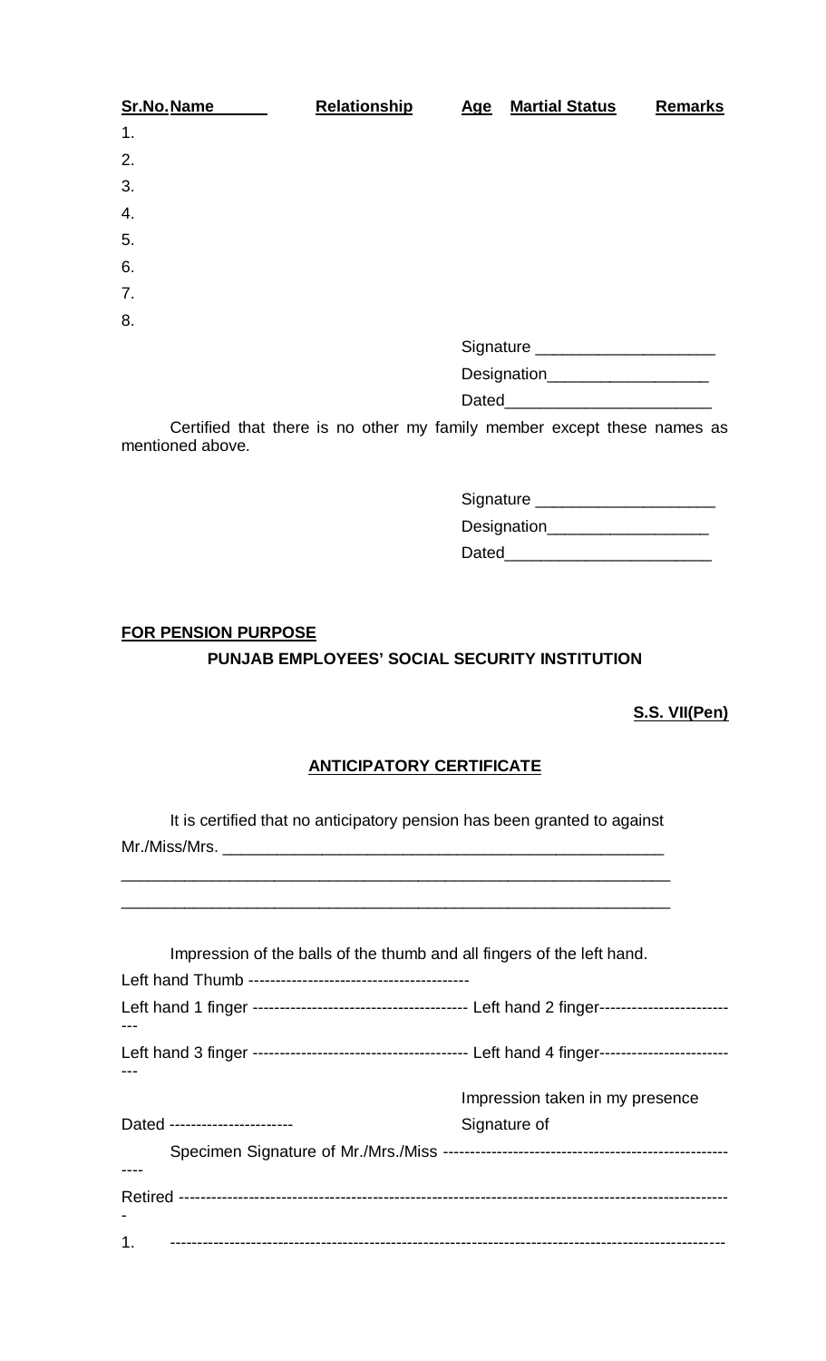| Sr.No. | Name | Relationship | Age | Martial Status | Remarks |
|---|---|---|---|---|---|
| 1. | | | | | |
| 2. | | | | | |
| 3. | | | | | |
| 4. | | | | | |
| 5. | | | | | |
| 6. | | | | | |
| 7. | | | | | |
| 8. | | | | | |

Signature ____________________

Designation__________________

Dated_______________________

Certified that there is no other my family member except these names as mentioned above.

Signature ____________________

Designation__________________

Dated_______________________

**FOR PENSION PURPOSE**

**PUNJAB EMPLOYEES' SOCIAL SECURITY INSTITUTION**

**S.S. VII(Pen)**

**ANTICIPATORY CERTIFICATE**

It is certified that no anticipatory pension has been granted to against Mr./Miss/Mrs. ___________________________________________________

_______________________________________________________________

_______________________________________________________________

Impression of the balls of the thumb and all fingers of the left hand.

Left hand Thumb -----------------------------------------

Left hand 1 finger ---------------------------------------- Left hand 2 finger---------------------------

Left hand 3 finger ---------------------------------------- Left hand 4 finger---------------------------

Impression taken in my presence

Dated ----------------------- Signature of

Specimen Signature of Mr./Mrs./Miss --------------------------------------------------------

Retired ----------------------------------------------------------------------------------------------------

1. ---------------------------------------------------------------------------------------------------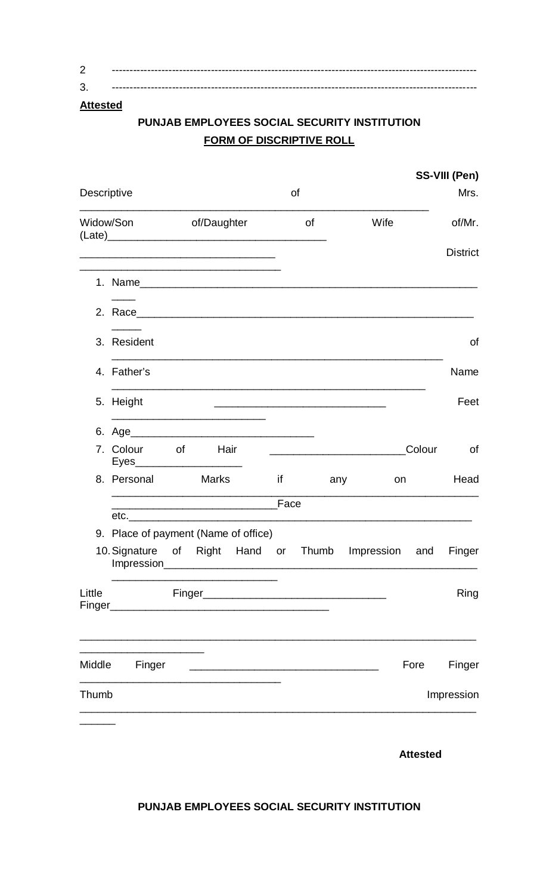2 ------------------------------------------------------------------------------------------------------

3. ------------------------------------------------------------------------------------------------------

**Attested**

**PUNJAB EMPLOYEES SOCIAL SECURITY INSTITUTION**

**FORM OF DISCRIPTIVE ROLL**

**SS-VIII (Pen)**

Descriptive of Mrs. ____________________________________________________________

Widow/Son of/Daughter of Wife of/Mr. (Late)_____________________________________

__________________________________ District __________________________________

1. Name______________________________________________________________
2. Race______________________________________________________________
3. Resident of ___________________________________________________________
4. Father's Name ________________________________________________________
5. Height ____________________________ Feet ___________________________
6. Age________________________________
7. Colour of Hair _______________________Colour of Eyes___________________
8. Personal Marks if any on Head _____________________________________________ ____________________________Face etc.______________________________________________________________
9. Place of payment (Name of office)
10. Signature of Right Hand or Thumb Impression and Finger Impression_____________________________________________________ ____________________________

Little Finger_______________________________ Ring Finger______________________________________

______________________________________________________________________

Middle Finger ________________________________ Fore Finger __________________________________

Thumb Impression ______________________________________________________________________

**Attested**

**PUNJAB EMPLOYEES SOCIAL SECURITY INSTITUTION**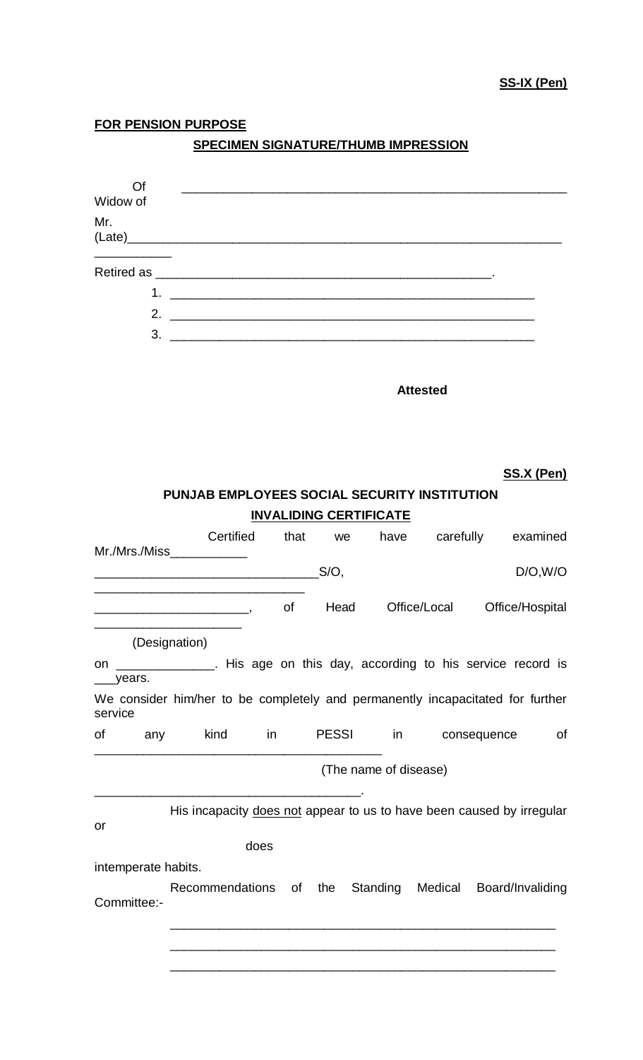**SS-IX (Pen)**

**FOR PENSION PURPOSE**

**SPECIMEN SIGNATURE/THUMB IMPRESSION**

Of ________________________________________________________
Widow of

Mr.
(Late)________________________________________________________________
___________

Retired as _________________________________________________.

1. ______________________________________________________
2. ______________________________________________________
3. ______________________________________________________

**Attested**

**SS.X (Pen)**

**PUNJAB EMPLOYEES SOCIAL SECURITY INSTITUTION**

**INVALIDING CERTIFICATE**

Certified that we have carefully examined Mr./Mrs./Miss___________
________________________________S/O, D/O,W/O
_______________________________
______________________, of Head Office/Local Office/Hospital
_____________________
(Designation)

on ______________. His age on this day, according to his service record is ___years.

We consider him/her to be completely and permanently incapacitated for further service

of any kind in PESSI in consequence of ________________________________________

(The name of disease)

______________________________________.

His incapacity does not appear to us to have been caused by irregular or
does
intemperate habits.

Recommendations of the Standing Medical Board/Invaliding Committee:-

________________________________________________________
________________________________________________________
________________________________________________________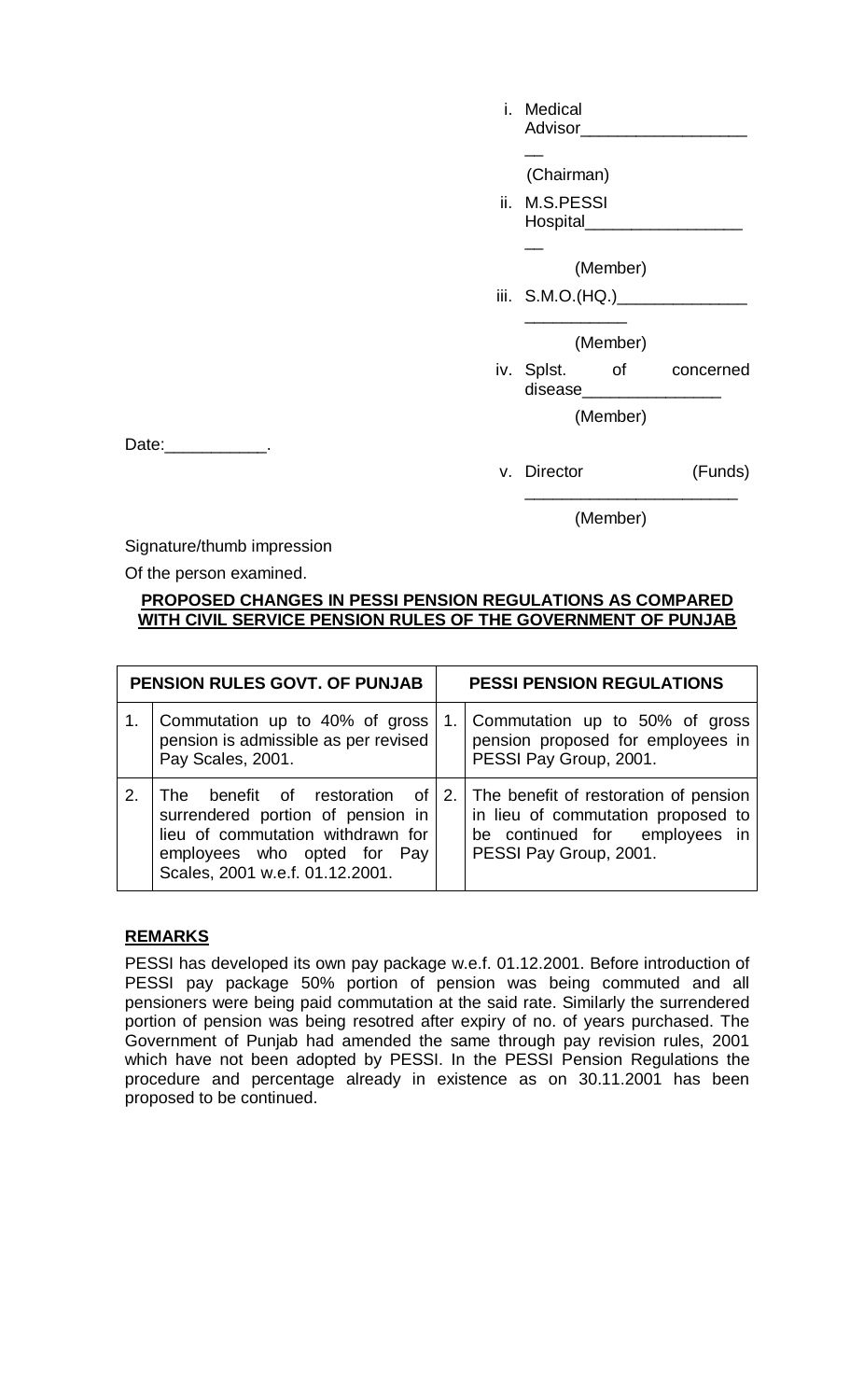i. Medical Advisor____________________ (Chairman)

ii. M.S.PESSI Hospital____________________ (Member)

iii. S.M.O.(HQ.)_________________________ (Member)

iv. Splst. of concerned disease_______________ (Member)

Date:___________.

v. Director (Funds) ______________________ (Member)

Signature/thumb impression

Of the person examined.

**PROPOSED CHANGES IN PESSI PENSION REGULATIONS AS COMPARED WITH CIVIL SERVICE PENSION RULES OF THE GOVERNMENT OF PUNJAB**

| | PENSION RULES GOVT. OF PUNJAB | | PESSI PENSION REGULATIONS |
|---|---|---|---|
| 1. | Commutation up to 40% of gross pension is admissible as per revised Pay Scales, 2001. | 1. | Commutation up to 50% of gross pension proposed for employees in PESSI Pay Group, 2001. |
| 2. | The benefit of restoration of surrendered portion of pension in lieu of commutation withdrawn for employees who opted for Pay Scales, 2001 w.e.f. 01.12.2001. | 2. | The benefit of restoration of pension in lieu of commutation proposed to be continued for employees in PESSI Pay Group, 2001. |

**REMARKS**

PESSI has developed its own pay package w.e.f. 01.12.2001. Before introduction of PESSI pay package 50% portion of pension was being commuted and all pensioners were being paid commutation at the said rate. Similarly the surrendered portion of pension was being resotred after expiry of no. of years purchased. The Government of Punjab had amended the same through pay revision rules, 2001 which have not been adopted by PESSI. In the PESSI Pension Regulations the procedure and percentage already in existence as on 30.11.2001 has been proposed to be continued.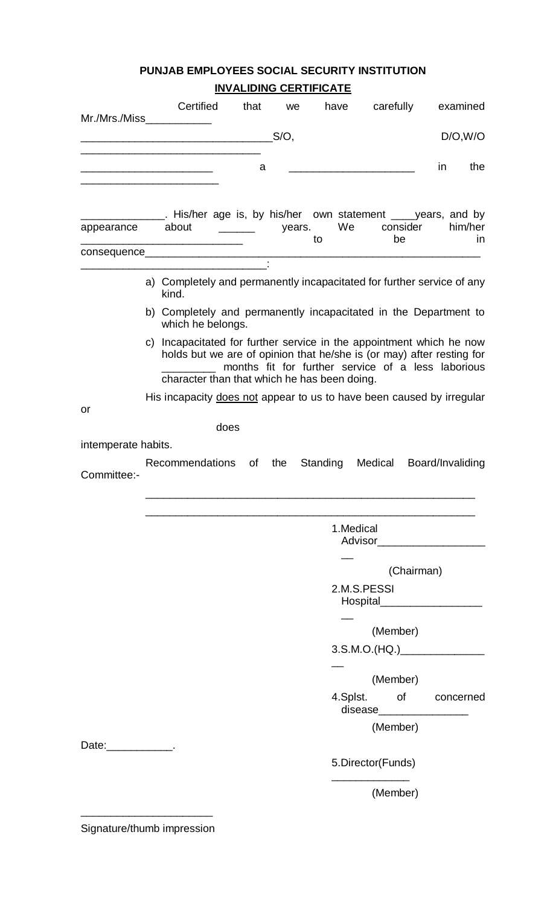**PUNJAB EMPLOYEES SOCIAL SECURITY INSTITUTION**

**INVALIDING CERTIFICATE**

Certified that we have carefully examined Mr./Mrs./Miss___________ _______________________________S/O, D/O,W/O ______________________________ ______________________ a _____________________ in the ________________________

______________. His/her age is, by his/her own statement ____years, and by appearance about ______ years. We consider him/her ___________________________ to be in consequence_______________________________________________________ _______________________________:

a) Completely and permanently incapacitated for further service of any kind.

b) Completely and permanently incapacitated in the Department to which he belongs.

c) Incapacitated for further service in the appointment which he now holds but we are of opinion that he/she is (or may) after resting for _________ months fit for further service of a less laborious character than that which he has been doing.

His incapacity does not appear to us to have been caused by irregular or does intemperate habits.

Recommendations of the Standing Medical Board/Invaliding Committee:-

_________________________________________________________

_________________________________________________________

1.Medical Advisor____________________
(Chairman)

2.M.S.PESSI Hospital___________________
(Member)

3.S.M.O.(HQ.)________________
(Member)

4.Splst. of concerned disease_______________
(Member)

Date:___________.

5.Director(Funds) _____________
(Member)

______________________
Signature/thumb impression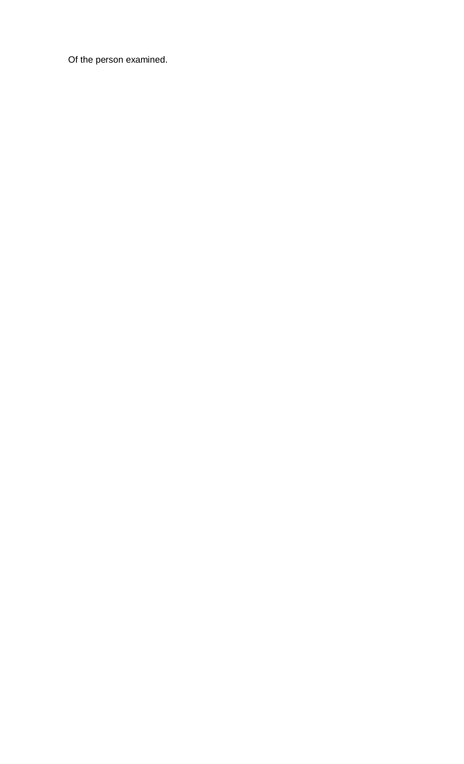Of the person examined.